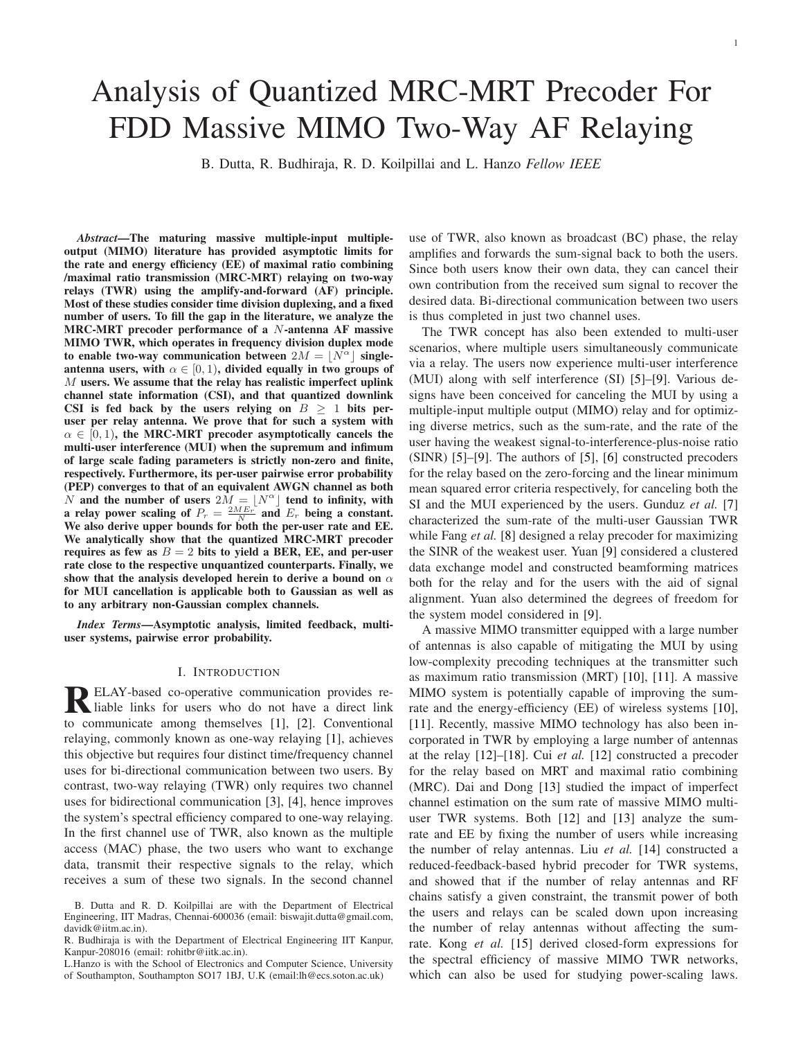# Analysis of Quantized MRC-MRT Precoder For FDD Massive MIMO Two-Way AF Relaying

B. Dutta, R. Budhiraja, R. D. Koilpillai and L. Hanzo *Fellow IEEE*

***Abstract*—The maturing massive multiple-input multiple-output (MIMO) literature has provided asymptotic limits for the rate and energy efficiency (EE) of maximal ratio combining /maximal ratio transmission (MRC-MRT) relaying on two-way relays (TWR) using the amplify-and-forward (AF) principle. Most of these studies consider time division duplexing, and a fixed number of users. To fill the gap in the literature, we analyze the MRC-MRT precoder performance of a $N$-antenna AF massive MIMO TWR, which operates in frequency division duplex mode to enable two-way communication between $2M = \lfloor N^{\alpha} \rfloor$ single-antenna users, with $\alpha \in [0, 1)$, divided equally in two groups of $M$ users. We assume that the relay has realistic imperfect uplink channel state information (CSI), and that quantized downlink CSI is fed back by the users relying on $B \geq 1$ bits per-user per relay antenna. We prove that for such a system with $\alpha \in [0, 1)$, the MRC-MRT precoder asymptotically cancels the multi-user interference (MUI) when the supremum and infimum of large scale fading parameters is strictly non-zero and finite, respectively. Furthermore, its per-user pairwise error probability (PEP) converges to that of an equivalent AWGN channel as both $N$ and the number of users $2M = \lfloor N^{\alpha} \rfloor$ tend to infinity, with a relay power scaling of $P_r = \frac{2ME_r}{N}$ and $E_r$ being a constant. We also derive upper bounds for both the per-user rate and EE. We analytically show that the quantized MRC-MRT precoder requires as few as $B = 2$ bits to yield a BER, EE, and per-user rate close to the respective unquantized counterparts. Finally, we show that the analysis developed herein to derive a bound on $\alpha$ for MUI cancellation is applicable both to Gaussian as well as to any arbitrary non-Gaussian complex channels.**

***Index Terms*—Asymptotic analysis, limited feedback, multi-user systems, pairwise error probability.**

## I. Introduction

Relay-based co-operative communication provides reliable links for users who do not have a direct link to communicate among themselves [1], [2]. Conventional relaying, commonly known as one-way relaying [1], achieves this objective but requires four distinct time/frequency channel uses for bi-directional communication between two users. By contrast, two-way relaying (TWR) only requires two channel uses for bidirectional communication [3], [4], hence improves the system's spectral efficiency compared to one-way relaying. In the first channel use of TWR, also known as the multiple access (MAC) phase, the two users who want to exchange data, transmit their respective signals to the relay, which receives a sum of these two signals. In the second channel use of TWR, also known as broadcast (BC) phase, the relay amplifies and forwards the sum-signal back to both the users. Since both users know their own data, they can cancel their own contribution from the received sum signal to recover the desired data. Bi-directional communication between two users is thus completed in just two channel uses.

The TWR concept has also been extended to multi-user scenarios, where multiple users simultaneously communicate via a relay. The users now experience multi-user interference (MUI) along with self interference (SI) [5]–[9]. Various designs have been conceived for canceling the MUI by using a multiple-input multiple output (MIMO) relay and for optimizing diverse metrics, such as the sum-rate, and the rate of the user having the weakest signal-to-interference-plus-noise ratio (SINR) [5]–[9]. The authors of [5], [6] constructed precoders for the relay based on the zero-forcing and the linear minimum mean squared error criteria respectively, for canceling both the SI and the MUI experienced by the users. Gunduz *et al.* [7] characterized the sum-rate of the multi-user Gaussian TWR while Fang *et al.* [8] designed a relay precoder for maximizing the SINR of the weakest user. Yuan [9] considered a clustered data exchange model and constructed beamforming matrices both for the relay and for the users with the aid of signal alignment. Yuan also determined the degrees of freedom for the system model considered in [9].

A massive MIMO transmitter equipped with a large number of antennas is also capable of mitigating the MUI by using low-complexity precoding techniques at the transmitter such as maximum ratio transmission (MRT) [10], [11]. A massive MIMO system is potentially capable of improving the sum-rate and the energy-efficiency (EE) of wireless systems [10], [11]. Recently, massive MIMO technology has also been incorporated in TWR by employing a large number of antennas at the relay [12]–[18]. Cui *et al.* [12] constructed a precoder for the relay based on MRT and maximal ratio combining (MRC). Dai and Dong [13] studied the impact of imperfect channel estimation on the sum rate of massive MIMO multi-user TWR systems. Both [12] and [13] analyze the sum-rate and EE by fixing the number of users while increasing the number of relay antennas. Liu *et al.* [14] constructed a reduced-feedback-based hybrid precoder for TWR systems, and showed that if the number of relay antennas and RF chains satisfy a given constraint, the transmit power of both the users and relays can be scaled down upon increasing the number of relay antennas without affecting the sum-rate. Kong *et al.* [15] derived closed-form expressions for the spectral efficiency of massive MIMO TWR networks, which can also be used for studying power-scaling laws.

B. Dutta and R. D. Koilpillai are with the Department of Electrical Engineering, IIT Madras, Chennai-600036 (email: biswajit.dutta@gmail.com, davidk@iitm.ac.in).

R. Budhiraja is with the Department of Electrical Engineering IIT Kanpur, Kanpur-208016 (email: rohitbr@iitk.ac.in).

L.Hanzo is with the School of Electronics and Computer Science, University of Southampton, Southampton SO17 1BJ, U.K (email:lh@ecs.soton.ac.uk)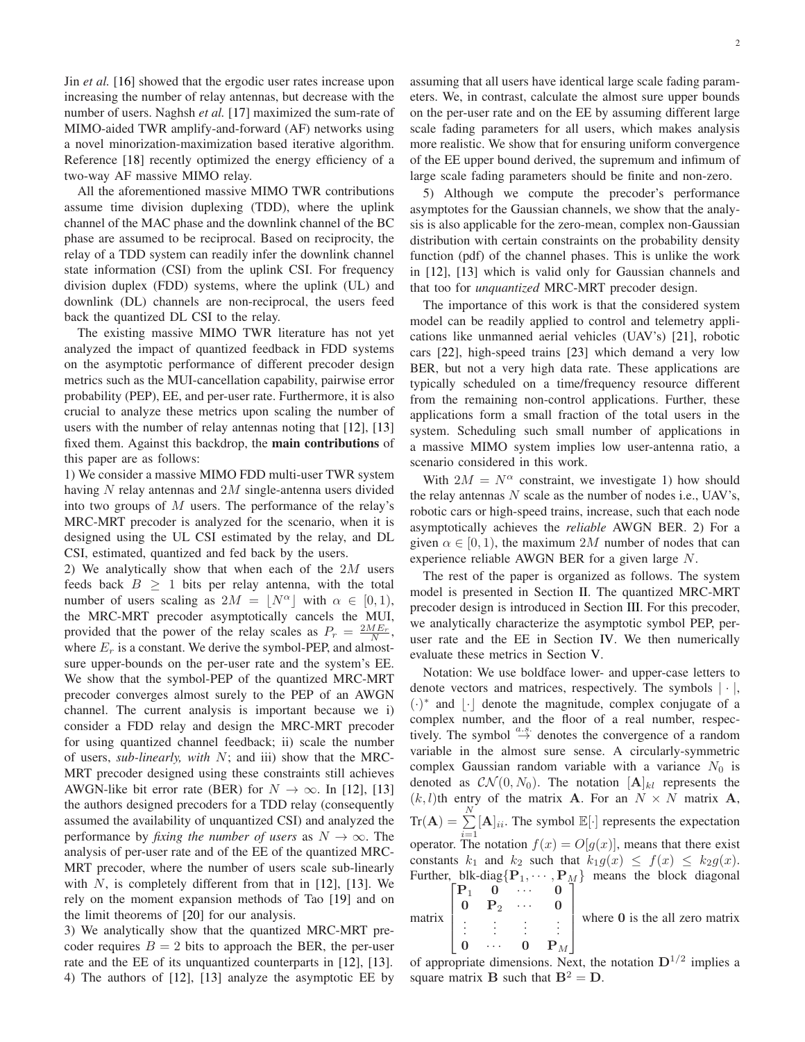Jin *et al.* [16] showed that the ergodic user rates increase upon increasing the number of relay antennas, but decrease with the number of users. Naghsh *et al.* [17] maximized the sum-rate of MIMO-aided TWR amplify-and-forward (AF) networks using a novel minorization-maximization based iterative algorithm. Reference [18] recently optimized the energy efficiency of a two-way AF massive MIMO relay.

All the aforementioned massive MIMO TWR contributions assume time division duplexing (TDD), where the uplink channel of the MAC phase and the downlink channel of the BC phase are assumed to be reciprocal. Based on reciprocity, the relay of a TDD system can readily infer the downlink channel state information (CSI) from the uplink CSI. For frequency division duplex (FDD) systems, where the uplink (UL) and downlink (DL) channels are non-reciprocal, the users feed back the quantized DL CSI to the relay.

The existing massive MIMO TWR literature has not yet analyzed the impact of quantized feedback in FDD systems on the asymptotic performance of different precoder design metrics such as the MUI-cancellation capability, pairwise error probability (PEP), EE, and per-user rate. Furthermore, it is also crucial to analyze these metrics upon scaling the number of users with the number of relay antennas noting that [12], [13] fixed them. Against this backdrop, the **main contributions** of this paper are as follows:

1) We consider a massive MIMO FDD multi-user TWR system having $N$ relay antennas and $2M$ single-antenna users divided into two groups of $M$ users. The performance of the relay's MRC-MRT precoder is analyzed for the scenario, when it is designed using the UL CSI estimated by the relay, and DL CSI, estimated, quantized and fed back by the users.

2) We analytically show that when each of the $2M$ users feeds back $B \geq 1$ bits per relay antenna, with the total number of users scaling as $2M = \lfloor N^{\alpha} \rfloor$ with $\alpha \in [0, 1)$, the MRC-MRT precoder asymptotically cancels the MUI, provided that the power of the relay scales as $P_r = \frac{2ME_r}{N}$, where $E_r$ is a constant. We derive the symbol-PEP, and almost-sure upper-bounds on the per-user rate and the system's EE. We show that the symbol-PEP of the quantized MRC-MRT precoder converges almost surely to the PEP of an AWGN channel. The current analysis is important because we i) consider a FDD relay and design the MRC-MRT precoder for using quantized channel feedback; ii) scale the number of users, *sub-linearly, with* $N$; and iii) show that the MRC-MRT precoder designed using these constraints still achieves AWGN-like bit error rate (BER) for $N \to \infty$. In [12], [13] the authors designed precoders for a TDD relay (consequently assumed the availability of unquantized CSI) and analyzed the performance by *fixing the number of users* as $N \to \infty$. The analysis of per-user rate and of the EE of the quantized MRC-MRT precoder, where the number of users scale sub-linearly with $N$, is completely different from that in [12], [13]. We rely on the moment expansion methods of Tao [19] and on the limit theorems of [20] for our analysis.

3) We analytically show that the quantized MRC-MRT precoder requires $B = 2$ bits to approach the BER, the per-user rate and the EE of its unquantized counterparts in [12], [13].

4) The authors of [12], [13] analyze the asymptotic EE by assuming that all users have identical large scale fading parameters. We, in contrast, calculate the almost sure upper bounds on the per-user rate and on the EE by assuming different large scale fading parameters for all users, which makes analysis more realistic. We show that for ensuring uniform convergence of the EE upper bound derived, the supremum and infimum of large scale fading parameters should be finite and non-zero.

5) Although we compute the precoder's performance asymptotes for the Gaussian channels, we show that the analysis is also applicable for the zero-mean, complex non-Gaussian distribution with certain constraints on the probability density function (pdf) of the channel phases. This is unlike the work in [12], [13] which is valid only for Gaussian channels and that too for *unquantized* MRC-MRT precoder design.

The importance of this work is that the considered system model can be readily applied to control and telemetry applications like unmanned aerial vehicles (UAV's) [21], robotic cars [22], high-speed trains [23] which demand a very low BER, but not a very high data rate. These applications are typically scheduled on a time/frequency resource different from the remaining non-control applications. Further, these applications form a small fraction of the total users in the system. Scheduling such small number of applications in a massive MIMO system implies low user-antenna ratio, a scenario considered in this work.

With $2M = N^{\alpha}$ constraint, we investigate 1) how should the relay antennas $N$ scale as the number of nodes i.e., UAV's, robotic cars or high-speed trains, increase, such that each node asymptotically achieves the *reliable* AWGN BER. 2) For a given $\alpha \in [0, 1)$, the maximum $2M$ number of nodes that can experience reliable AWGN BER for a given large $N$.

The rest of the paper is organized as follows. The system model is presented in Section II. The quantized MRC-MRT precoder design is introduced in Section III. For this precoder, we analytically characterize the asymptotic symbol PEP, per-user rate and the EE in Section IV. We then numerically evaluate these metrics in Section V.

Notation: We use boldface lower- and upper-case letters to denote vectors and matrices, respectively. The symbols $|\cdot|$, $(\cdot)^*$ and $\lfloor \cdot \rfloor$ denote the magnitude, complex conjugate of a complex number, and the floor of a real number, respectively. The symbol $\overset{a.s.}{\to}$ denotes the convergence of a random variable in the almost sure sense. A circularly-symmetric complex Gaussian random variable with a variance $N_0$ is denoted as $\mathcal{CN}(0, N_0)$. The notation $[\mathbf{A}]_{kl}$ represents the $(k, l)$th entry of the matrix $\mathbf{A}$. For an $N \times N$ matrix $\mathbf{A}$, $\text{Tr}(\mathbf{A}) = \sum_{i=1}^{N} [\mathbf{A}]_{ii}$. The symbol $\mathbb{E}[\cdot]$ represents the expectation operator. The notation $f(x) = O[g(x)]$, means that there exist constants $k_1$ and $k_2$ such that $k_1 g(x) \leq f(x) \leq k_2 g(x)$. Further, blk-diag$\{\mathbf{P}_1, \cdots, \mathbf{P}_M\}$ means the block diagonal matrix $\begin{bmatrix} \mathbf{P}_1 & \mathbf{0} & \cdots & \mathbf{0} \\ \mathbf{0} & \mathbf{P}_2 & \cdots & \mathbf{0} \\ \vdots & \vdots & \vdots & \vdots \\ \mathbf{0} & \cdots & \mathbf{0} & \mathbf{P}_M \end{bmatrix}$ where $\mathbf{0}$ is the all zero matrix of appropriate dimensions. Next, the notation $\mathbf{D}^{1/2}$ implies a square matrix $\mathbf{B}$ such that $\mathbf{B}^2 = \mathbf{D}$.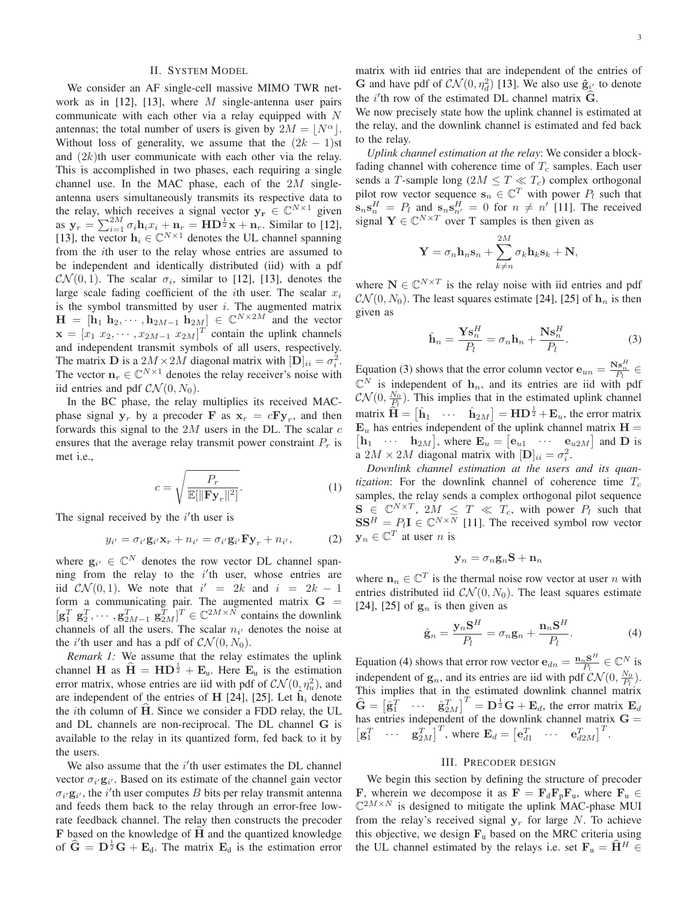## II. System Model

We consider an AF single-cell massive MIMO TWR network as in [12], [13], where $M$ single-antenna user pairs communicate with each other via a relay equipped with $N$ antennas; the total number of users is given by $2M = \lfloor N^{\alpha} \rfloor$. Without loss of generality, we assume that the $(2k-1)$st and $(2k)$th user communicate with each other via the relay. This is accomplished in two phases, each requiring a single channel use. In the MAC phase, each of the $2M$ single-antenna users simultaneously transmits its respective data to the relay, which receives a signal vector $\mathbf{y_r} \in \mathbb{C}^{N \times 1}$ given as $\mathbf{y}_r = \sum_{i=1}^{2M} \sigma_i \mathbf{h}_i x_i + \mathbf{n}_r = \mathbf{H}\mathbf{D}^{\frac{1}{2}}\mathbf{x} + \mathbf{n}_r$. Similar to [12], [13], the vector $\mathbf{h}_i \in \mathbb{C}^{N \times 1}$ denotes the UL channel spanning from the $i$th user to the relay whose entries are assumed to be independent and identically distributed (iid) with a pdf $\mathcal{CN}(0,1)$. The scalar $\sigma_i$, similar to [12], [13], denotes the large scale fading coefficient of the $i$th user. The scalar $x_i$ is the symbol transmitted by user $i$. The augmented matrix $\mathbf{H} = [\mathbf{h}_1 \ \mathbf{h}_2, \cdots, \mathbf{h}_{2M-1} \ \mathbf{h}_{2M}] \in \mathbb{C}^{N \times 2M}$ and the vector $\mathbf{x} = [x_1 \ x_2, \cdots, x_{2M-1} \ x_{2M}]^T$ contain the uplink channels and independent transmit symbols of all users, respectively. The matrix $\mathbf{D}$ is a $2M \times 2M$ diagonal matrix with $[\mathbf{D}]_{ii} = \sigma_i^2$. The vector $\mathbf{n}_r \in \mathbb{C}^{N \times 1}$ denotes the relay receiver's noise with iid entries and pdf $\mathcal{CN}(0, N_0)$.

In the BC phase, the relay multiplies its received MAC-phase signal $\mathbf{y}_r$ by a precoder $\mathbf{F}$ as $\mathbf{x}_r = c\mathbf{F}\mathbf{y}_r$, and then forwards this signal to the $2M$ users in the DL. The scalar $c$ ensures that the average relay transmit power constraint $P_r$ is met i.e.,

$$c = \sqrt{\frac{P_r}{\mathbb{E}[\|\mathbf{F}\mathbf{y}_r\|^2]}}. \tag{1}$$

The signal received by the $i'$th user is

$$y_{i'} = \sigma_{i'} \mathbf{g}_{i'} \mathbf{x}_r + n_{i'} = \sigma_{i'} \mathbf{g}_{i'} \mathbf{F} \mathbf{y}_r + n_{i'}, \tag{2}$$

where $\mathbf{g}_{i'} \in \mathbb{C}^N$ denotes the row vector DL channel spanning from the relay to the $i'$th user, whose entries are iid $\mathcal{CN}(0,1)$. We note that $i' = 2k$ and $i = 2k-1$ form a communicating pair. The augmented matrix $\mathbf{G} = [\mathbf{g}_1^T \ \mathbf{g}_2^T, \cdots, \mathbf{g}_{2M-1}^T \ \mathbf{g}_{2M}^T]^T \in \mathbb{C}^{2M \times N}$ contains the downlink channels of all the users. The scalar $n_{i'}$ denotes the noise at the $i'$th user and has a pdf of $\mathcal{CN}(0, N_0)$.

*Remark 1:* We assume that the relay estimates the uplink channel $\mathbf{H}$ as $\widehat{\mathbf{H}} = \mathbf{H}\mathbf{D}^{\frac{1}{2}} + \mathbf{E}_\text{u}$. Here $\mathbf{E}_\text{u}$ is the estimation error matrix, whose entries are iid with pdf of $\mathcal{CN}(0, \eta_u^2)$, and are independent of the entries of $\mathbf{H}$ [24], [25]. Let $\hat{\mathbf{h}}_i$ denote the $i$th column of $\widehat{\mathbf{H}}$. Since we consider a FDD relay, the UL and DL channels are non-reciprocal. The DL channel $\mathbf{G}$ is available to the relay in its quantized form, fed back to it by the users.

We also assume that the $i'$th user estimates the DL channel vector $\sigma_{i'}\mathbf{g}_{i'}$. Based on its estimate of the channel gain vector $\sigma_{i'}\mathbf{g}_{i'}$, the $i'$th user computes $B$ bits per relay transmit antenna and feeds them back to the relay through an error-free low-rate feedback channel. The relay then constructs the precoder $\mathbf{F}$ based on the knowledge of $\widehat{\mathbf{H}}$ and the quantized knowledge of $\widehat{\mathbf{G}} = \mathbf{D}^{\frac{1}{2}}\mathbf{G} + \mathbf{E}_\text{d}$. The matrix $\mathbf{E}_\text{d}$ is the estimation error matrix with iid entries that are independent of the entries of $\mathbf{G}$ and have pdf of $\mathcal{CN}(0, \eta_d^2)$ [13]. We also use $\hat{\mathbf{g}}_{i'}$ to denote the $i'$th row of the estimated DL channel matrix $\widehat{\mathbf{G}}$.

We now precisely state how the uplink channel is estimated at the relay, and the downlink channel is estimated and fed back to the relay.

*Uplink channel estimation at the relay*: We consider a block-fading channel with coherence time of $T_c$ samples. Each user sends a $T$-sample long ($2M \leq T \ll T_c$) complex orthogonal pilot row vector sequence $\mathbf{s}_n \in \mathbb{C}^T$ with power $P_l$ such that $\mathbf{s}_n\mathbf{s}_n^H = P_l$ and $\mathbf{s}_n\mathbf{s}_{n'}^H = 0$ for $n \neq n'$ [11]. The received signal $\mathbf{Y} \in \mathbb{C}^{N \times T}$ over T samples is then given as

$$\mathbf{Y} = \sigma_n \mathbf{h}_n \mathbf{s}_n + \sum_{k \neq n}^{2M} \sigma_k \mathbf{h}_k \mathbf{s}_k + \mathbf{N},$$

where $\mathbf{N} \in \mathbb{C}^{N \times T}$ is the relay noise with iid entries and pdf $\mathcal{CN}(0, N_0)$. The least squares estimate [24], [25] of $\mathbf{h}_n$ is then given as

$$\hat{\mathbf{h}}_n = \frac{\mathbf{Y}\mathbf{s}_n^H}{P_l} = \sigma_n \mathbf{h}_n + \frac{\mathbf{N}\mathbf{s}_n^H}{P_l}. \tag{3}$$

Equation (3) shows that the error column vector $\mathbf{e}_{un} = \frac{\mathbf{N}\mathbf{s}_n^H}{P_l} \in \mathbb{C}^N$ is independent of $\mathbf{h}_n$, and its entries are iid with pdf $\mathcal{CN}(0, \frac{N_0}{P_l})$. This implies that in the estimated uplink channel matrix $\widehat{\mathbf{H}} = \begin{bmatrix} \hat{\mathbf{h}}_1 & \cdots & \hat{\mathbf{h}}_{2M} \end{bmatrix} = \mathbf{H}\mathbf{D}^{\frac{1}{2}} + \mathbf{E}_u$, the error matrix $\mathbf{E}_u$ has entries independent of the uplink channel matrix $\mathbf{H} = \begin{bmatrix} \mathbf{h}_1 & \cdots & \mathbf{h}_{2M} \end{bmatrix}$, where $\mathbf{E}_u = \begin{bmatrix} \mathbf{e}_{u1} & \cdots & \mathbf{e}_{u2M} \end{bmatrix}$ and $\mathbf{D}$ is a $2M \times 2M$ diagonal matrix with $[\mathbf{D}]_{ii} = \sigma_i^2$.

*Downlink channel estimation at the users and its quantization*: For the downlink channel of coherence time $T_c$ samples, the relay sends a complex orthogonal pilot sequence $\mathbf{S} \in \mathbb{C}^{N \times T}$, $2M \leq T \ll T_c$, with power $P_l$ such that $\mathbf{S}\mathbf{S}^H = P_l\mathbf{I} \in \mathbb{C}^{N \times N}$ [11]. The received symbol row vector $\mathbf{y}_n \in \mathbb{C}^T$ at user $n$ is

$$\mathbf{y}_n = \sigma_n \mathbf{g}_n \mathbf{S} + \mathbf{n}_n$$

where $\mathbf{n}_n \in \mathbb{C}^T$ is the thermal noise row vector at user $n$ with entries distributed iid $\mathcal{CN}(0, N_0)$. The least squares estimate [24], [25] of $\mathbf{g}_n$ is then given as

$$\hat{\mathbf{g}}_n = \frac{\mathbf{y}_n\mathbf{S}^H}{P_l} = \sigma_n \mathbf{g}_n + \frac{\mathbf{n}_n\mathbf{S}^H}{P_l}. \tag{4}$$

Equation (4) shows that error row vector $\mathbf{e}_{dn} = \frac{\mathbf{n}_n\mathbf{S}^H}{P_l} \in \mathbb{C}^N$ is independent of $\mathbf{g}_n$, and its entries are iid with pdf $\mathcal{CN}(0, \frac{N_0}{P_l})$. This implies that in the estimated downlink channel matrix $\widehat{\mathbf{G}} = \begin{bmatrix} \hat{\mathbf{g}}_1^T & \cdots & \hat{\mathbf{g}}_{2M}^T \end{bmatrix}^T = \mathbf{D}^{\frac{1}{2}}\mathbf{G} + \mathbf{E}_d$, the error matrix $\mathbf{E}_d$ has entries independent of the downlink channel matrix $\mathbf{G} = \begin{bmatrix} \mathbf{g}_1^T & \cdots & \mathbf{g}_{2M}^T \end{bmatrix}^T$, where $\mathbf{E}_d = \begin{bmatrix} \mathbf{e}_{d1}^T & \cdots & \mathbf{e}_{d2M}^T \end{bmatrix}^T$.

## III. Precoder design

We begin this section by defining the structure of precoder $\mathbf{F}$, wherein we decompose it as $\mathbf{F} = \mathbf{F}_\text{d}\mathbf{F}_\text{p}\mathbf{F}_\text{u}$, where $\mathbf{F}_\text{u} \in \mathbb{C}^{2M \times N}$ is designed to mitigate the uplink MAC-phase MUI from the relay's received signal $\mathbf{y}_r$ for large $N$. To achieve this objective, we design $\mathbf{F}_\text{u}$ based on the MRC criteria using the UL channel estimated by the relays i.e. set $\mathbf{F}_\text{u} = \widehat{\mathbf{H}}^H \in$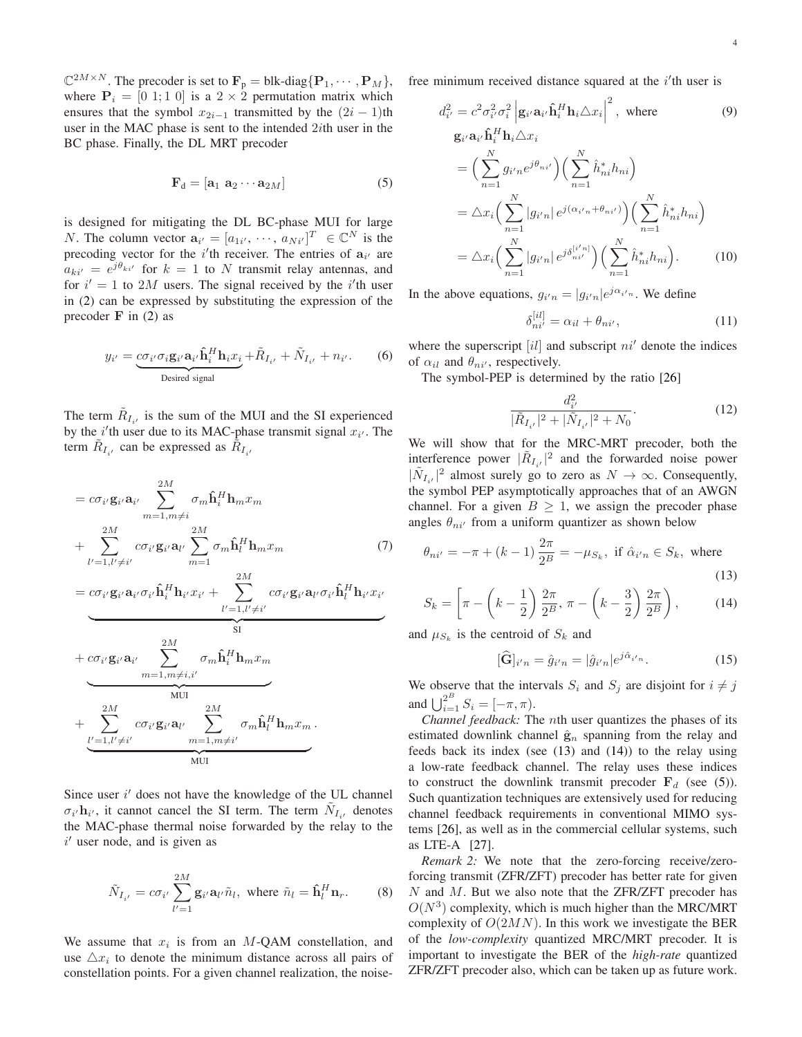$\mathbb{C}^{2M\times N}$. The precoder is set to $\mathbf{F}_{\text{p}} = \text{blk-diag}\{\mathbf{P}_1, \cdots, \mathbf{P}_M\}$, where $\mathbf{P}_i = [0\ 1; 1\ 0]$ is a $2\times 2$ permutation matrix which ensures that the symbol $x_{2i-1}$ transmitted by the $(2i-1)$th user in the MAC phase is sent to the intended $2i$th user in the BC phase. Finally, the DL MRT precoder

$$\mathbf{F}_{\text{d}} = [\mathbf{a}_1\ \mathbf{a}_2 \cdots \mathbf{a}_{2M}] \tag{5}$$

is designed for mitigating the DL BC-phase MUI for large $N$. The column vector $\mathbf{a}_{i'} = [a_{1i'}, \cdots, a_{Ni'}]^T \in \mathbb{C}^N$ is the precoding vector for the $i'$th receiver. The entries of $\mathbf{a}_{i'}$ are $a_{ki'} = e^{j\theta_{ki'}}$ for $k = 1$ to $N$ transmit relay antennas, and for $i' = 1$ to $2M$ users. The signal received by the $i'$th user in (2) can be expressed by substituting the expression of the precoder $\mathbf{F}$ in (2) as

$$y_{i'} = \underbrace{c\sigma_{i'}\sigma_i \mathbf{g}_{i'}\mathbf{a}_{i'}\hat{\mathbf{h}}_i^H \mathbf{h}_i x_i}_{\text{Desired signal}} + \tilde{R}_{I_{i'}} + \tilde{N}_{I_{i'}} + n_{i'}. \tag{6}$$

The term $\tilde{R}_{I_{i'}}$ is the sum of the MUI and the SI experienced by the $i'$th user due to its MAC-phase transmit signal $x_{i'}$. The term $\tilde{R}_{I_{i'}}$ can be expressed as $\tilde{R}_{I_{i'}}$

$$\begin{aligned}
&= c\sigma_{i'}\mathbf{g}_{i'}\mathbf{a}_{i'} \sum_{m=1, m\neq i}^{2M} \sigma_m \hat{\mathbf{h}}_i^H \mathbf{h}_m x_m \\
&+ \sum_{l'=1, l'\neq i'}^{2M} c\sigma_{i'}\mathbf{g}_{i'}\mathbf{a}_{l'} \sum_{m=1}^{2M} \sigma_m \hat{\mathbf{h}}_l^H \mathbf{h}_m x_m \\
&= \underbrace{c\sigma_{i'}\mathbf{g}_{i'}\mathbf{a}_{i'}\sigma_{i'}\hat{\mathbf{h}}_i^H \mathbf{h}_{i'} x_{i'} + \sum_{l'=1, l'\neq i'}^{2M} c\sigma_{i'}\mathbf{g}_{i'}\mathbf{a}_{l'}\sigma_{i'}\hat{\mathbf{h}}_l^H \mathbf{h}_{i'} x_{i'}}_{\text{SI}} \\
&+ \underbrace{c\sigma_{i'}\mathbf{g}_{i'}\mathbf{a}_{i'} \sum_{m=1, m\neq i, i'}^{2M} \sigma_m \hat{\mathbf{h}}_i^H \mathbf{h}_m x_m}_{\text{MUI}} \\
&+ \underbrace{\sum_{l'=1, l'\neq i'}^{2M} c\sigma_{i'}\mathbf{g}_{i'}\mathbf{a}_{l'} \sum_{m=1, m\neq i'}^{2M} \sigma_m \hat{\mathbf{h}}_l^H \mathbf{h}_m x_m}_{\text{MUI}}.
\end{aligned} \tag{7}$$

Since user $i'$ does not have the knowledge of the UL channel $\sigma_{i'}\mathbf{h}_{i'}$, it cannot cancel the SI term. The term $\tilde{N}_{I_{i'}}$ denotes the MAC-phase thermal noise forwarded by the relay to the $i'$ user node, and is given as

$$\tilde{N}_{I_{i'}} = c\sigma_{i'} \sum_{l'=1}^{2M} \mathbf{g}_{i'}\mathbf{a}_{l'}\tilde{n}_l, \text{ where } \tilde{n}_l = \hat{\mathbf{h}}_l^H \mathbf{n}_r. \tag{8}$$

We assume that $x_i$ is from an $M$-QAM constellation, and use $\triangle x_i$ to denote the minimum distance across all pairs of constellation points. For a given channel realization, the noise-free minimum received distance squared at the $i'$th user is

$$d_{i'}^2 = c^2\sigma_{i'}^2\sigma_i^2 \left|\mathbf{g}_{i'}\mathbf{a}_{i'}\hat{\mathbf{h}}_i^H \mathbf{h}_i \triangle x_i\right|^2, \text{ where} \tag{9}$$

$$\begin{aligned}
&\mathbf{g}_{i'}\mathbf{a}_{i'}\hat{\mathbf{h}}_i^H \mathbf{h}_i \triangle x_i \\
&= \Big(\sum_{n=1}^{N} g_{i'n} e^{j\theta_{ni'}}\Big)\Big(\sum_{n=1}^{N} \hat{h}_{ni}^* h_{ni}\Big) \\
&= \triangle x_i \Big(\sum_{n=1}^{N} |g_{i'n}|\, e^{j(\alpha_{i'n}+\theta_{ni'})}\Big)\Big(\sum_{n=1}^{N} \hat{h}_{ni}^* h_{ni}\Big) \\
&= \triangle x_i \Big(\sum_{n=1}^{N} |g_{i'n}|\, e^{j\delta_{ni'}^{[i'n]}}\Big)\Big(\sum_{n=1}^{N} \hat{h}_{ni}^* h_{ni}\Big).
\end{aligned} \tag{10}$$

In the above equations, $g_{i'n} = |g_{i'n}|e^{j\alpha_{i'n}}$. We define

$$\delta_{ni'}^{[il]} = \alpha_{il} + \theta_{ni'}, \tag{11}$$

where the superscript $[il]$ and subscript $ni'$ denote the indices of $\alpha_{il}$ and $\theta_{ni'}$, respectively.

The symbol-PEP is determined by the ratio [26]

$$\frac{d_{i'}^2}{|\tilde{R}_{I_{i'}}|^2 + |\tilde{N}_{I_{i'}}|^2 + N_0}. \tag{12}$$

We will show that for the MRC-MRT precoder, both the interference power $|\tilde{R}_{I_{i'}}|^2$ and the forwarded noise power $|\tilde{N}_{I_{i'}}|^2$ almost surely go to zero as $N \to \infty$. Consequently, the symbol PEP asymptotically approaches that of an AWGN channel. For a given $B \geq 1$, we assign the precoder phase angles $\theta_{ni'}$ from a uniform quantizer as shown below

$$\theta_{ni'} = -\pi + (k-1)\frac{2\pi}{2^B} = -\mu_{S_k}, \text{ if } \hat{\alpha}_{i'n} \in S_k, \text{ where} \tag{13}$$

$$S_k = \left[\pi - \left(k - \frac{1}{2}\right)\frac{2\pi}{2^B},\, \pi - \left(k - \frac{3}{2}\right)\frac{2\pi}{2^B}\right), \tag{14}$$

and $\mu_{S_k}$ is the centroid of $S_k$ and

$$[\widehat{\mathbf{G}}]_{i'n} = \hat{g}_{i'n} = |\hat{g}_{i'n}|e^{j\hat{\alpha}_{i'n}}. \tag{15}$$

We observe that the intervals $S_i$ and $S_j$ are disjoint for $i \neq j$ and $\bigcup_{i=1}^{2^B} S_i = [-\pi, \pi)$.

*Channel feedback:* The $n$th user quantizes the phases of its estimated downlink channel $\hat{\mathbf{g}}_n$ spanning from the relay and feeds back its index (see (13) and (14)) to the relay using a low-rate feedback channel. The relay uses these indices to construct the downlink transmit precoder $\mathbf{F}_d$ (see (5)). Such quantization techniques are extensively used for reducing channel feedback requirements in conventional MIMO systems [26], as well as in the commercial cellular systems, such as LTE-A [27].

*Remark 2:* We note that the zero-forcing receive/zero-forcing transmit (ZFR/ZFT) precoder has better rate for given $N$ and $M$. But we also note that the ZFR/ZFT precoder has $O(N^3)$ complexity, which is much higher than the MRC/MRT complexity of $O(2MN)$. In this work we investigate the BER of the *low-complexity* quantized MRC/MRT precoder. It is important to investigate the BER of the *high-rate* quantized ZFR/ZFT precoder also, which can be taken up as future work.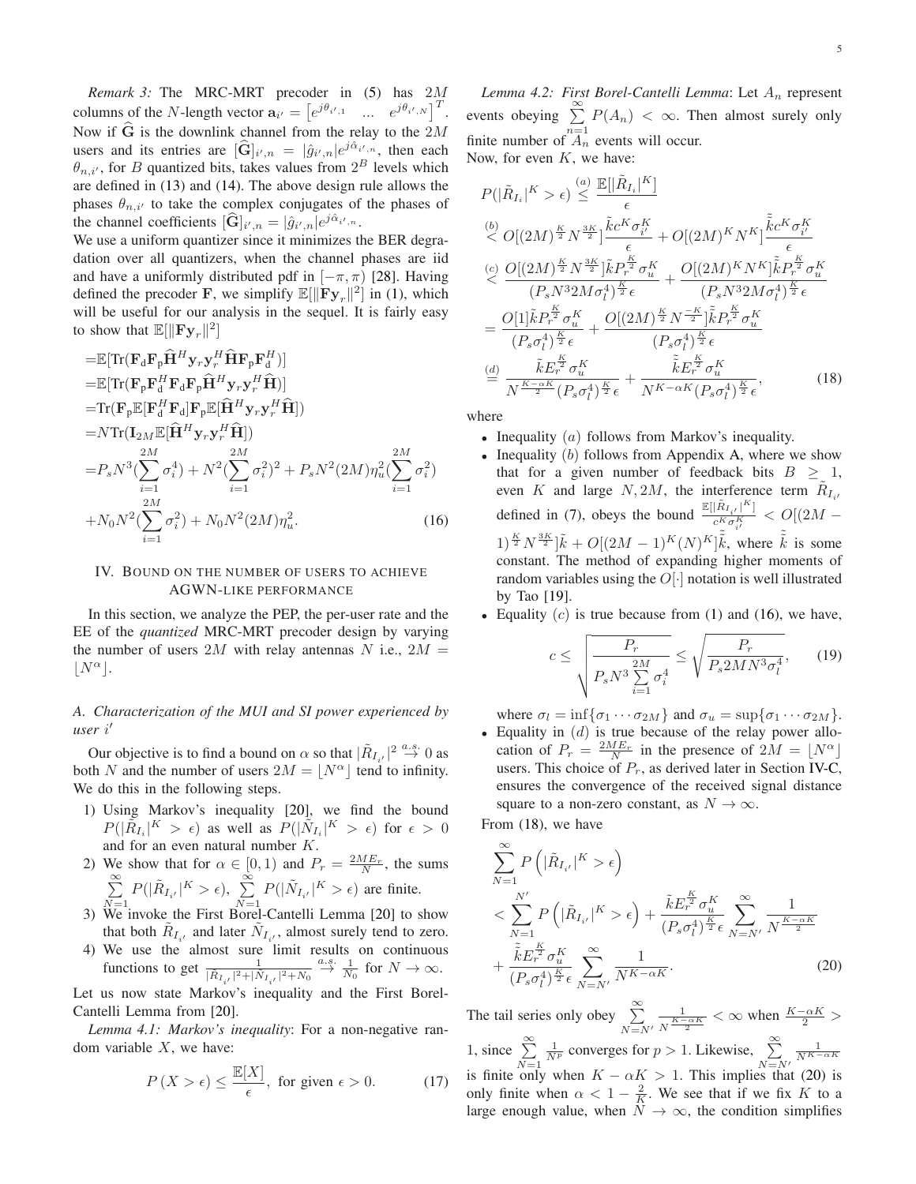*Remark 3:* The MRC-MRT precoder in (5) has $2M$ columns of the $N$-length vector $\mathbf{a}_{i'} = \begin{bmatrix} e^{j\theta_{i',1}} & \ldots & e^{j\theta_{i',N}} \end{bmatrix}^T$. Now if $\widehat{\mathbf{G}}$ is the downlink channel from the relay to the $2M$ users and its entries are $[\widehat{\mathbf{G}}]_{i',n} = |\hat{g}_{i',n}| e^{j\hat{\alpha}_{i',n}}$, then each $\theta_{n,i'}$, for $B$ quantized bits, takes values from $2^B$ levels which are defined in (13) and (14). The above design rule allows the phases $\theta_{n,i'}$ to take the complex conjugates of the phases of the channel coefficients $[\widehat{\mathbf{G}}]_{i',n} = |\hat{g}_{i',n}| e^{j\hat{\alpha}_{i',n}}$.

We use a uniform quantizer since it minimizes the BER degradation over all quantizers, when the channel phases are iid and have a uniformly distributed pdf in $[-\pi, \pi)$ [28]. Having defined the precoder $\mathbf{F}$, we simplify $\mathbb{E}[\|\mathbf{F}\mathbf{y}_r\|^2]$ in (1), which will be useful for our analysis in the sequel. It is fairly easy to show that $\mathbb{E}[\|\mathbf{F}\mathbf{y}_r\|^2]$

$$
\begin{aligned}
&= \mathbb{E}[\mathrm{Tr}(\mathbf{F}_{\mathrm{d}}\mathbf{F}_{\mathrm{p}}\widehat{\mathbf{H}}^H\mathbf{y}_r\mathbf{y}_r^H\widehat{\mathbf{H}}\mathbf{F}_{\mathrm{p}}\mathbf{F}_{\mathrm{d}}^H)] \\
&= \mathbb{E}[\mathrm{Tr}(\mathbf{F}_{\mathrm{p}}\mathbf{F}_{\mathrm{d}}^H\mathbf{F}_{\mathrm{d}}\mathbf{F}_{\mathrm{p}}\widehat{\mathbf{H}}^H\mathbf{y}_r\mathbf{y}_r^H\widehat{\mathbf{H}})] \\
&= \mathrm{Tr}(\mathbf{F}_{\mathrm{p}}\mathbb{E}[\mathbf{F}_{\mathrm{d}}^H\mathbf{F}_{\mathrm{d}}]\mathbf{F}_{\mathrm{p}}\mathbb{E}[\widehat{\mathbf{H}}^H\mathbf{y}_r\mathbf{y}_r^H\widehat{\mathbf{H}}]) \\
&= N\mathrm{Tr}(\mathbf{I}_{2M}\mathbb{E}[\widehat{\mathbf{H}}^H\mathbf{y}_r\mathbf{y}_r^H\widehat{\mathbf{H}}]) \\
&= P_s N^3 (\sum_{i=1}^{2M}\sigma_i^4) + N^2(\sum_{i=1}^{2M}\sigma_i^2)^2 + P_s N^2 (2M)\eta_u^2 (\sum_{i=1}^{2M}\sigma_i^2) \\
&+ N_0 N^2 (\sum_{i=1}^{2M}\sigma_i^2) + N_0 N^2 (2M)\eta_u^2. \qquad (16)
\end{aligned}
$$

## IV. Bound on the number of users to achieve AGWN-like performance

In this section, we analyze the PEP, the per-user rate and the EE of the *quantized* MRC-MRT precoder design by varying the number of users $2M$ with relay antennas $N$ i.e., $2M = \lfloor N^\alpha \rfloor$.

### A. Characterization of the MUI and SI power experienced by user $i'$

Our objective is to find a bound on $\alpha$ so that $|\tilde{R}_{I_{i'}}|^2 \overset{a.s.}{\to} 0$ as both $N$ and the number of users $2M = \lfloor N^\alpha \rfloor$ tend to infinity. We do this in the following steps.

1) Using Markov's inequality [20], we find the bound $P(|\tilde{R}_{I_i}|^K > \epsilon)$ as well as $P(|\tilde{N}_{I_i}|^K > \epsilon)$ for $\epsilon > 0$ and for an even natural number $K$.
2) We show that for $\alpha \in [0, 1)$ and $P_r = \frac{2ME_r}{N}$, the sums $\sum_{N=1}^{\infty} P(|\tilde{R}_{I_{i'}}|^K > \epsilon)$, $\sum_{N=1}^{\infty} P(|\tilde{N}_{I_{i'}}|^K > \epsilon)$ are finite.
3) We invoke the First Borel-Cantelli Lemma [20] to show that both $\tilde{R}_{I_{i'}}$ and later $\tilde{N}_{I_{i'}}$, almost surely tend to zero.
4) We use the almost sure limit results on continuous functions to get $\frac{1}{|\tilde{R}_{I_{i'}}|^2 + |\tilde{N}_{I_{i'}}|^2 + N_0} \overset{a.s.}{\to} \frac{1}{N_0}$ for $N \to \infty$.

Let us now state Markov's inequality and the First Borel-Cantelli Lemma from [20].

*Lemma 4.1: Markov's inequality*: For a non-negative random variable $X$, we have:

$$
P(X > \epsilon) \leq \frac{\mathbb{E}[X]}{\epsilon}, \text{ for given } \epsilon > 0. \qquad (17)
$$

*Lemma 4.2: First Borel-Cantelli Lemma*: Let $A_n$ represent events obeying $\sum_{n=1}^{\infty} P(A_n) < \infty$. Then almost surely only finite number of $A_n$ events will occur.

Now, for even $K$, we have:

$$
\begin{aligned}
P(|\tilde{R}_{I_i}|^K > \epsilon) &\overset{(a)}{\leq} \frac{\mathbb{E}[|\tilde{R}_{I_i}|^K]}{\epsilon} \\
&\overset{(b)}{<} O[(2M)^{\frac{K}{2}} N^{\frac{3K}{2}}] \frac{\tilde{k} c^K \sigma_{i'}^K}{\epsilon} + O[(2M)^K N^K] \frac{\tilde{\tilde{k}} c^K \sigma_{i'}^K}{\epsilon} \\
&\overset{(c)}{<} \frac{O[(2M)^{\frac{K}{2}} N^{\frac{3K}{2}}] \tilde{k} P_r^{\frac{K}{2}} \sigma_u^K}{(P_s N^3 2M \sigma_l^4)^{\frac{K}{2}} \epsilon} + \frac{O[(2M)^K N^K] \tilde{\tilde{k}} P_r^{\frac{K}{2}} \sigma_u^K}{(P_s N^3 2M \sigma_l^4)^{\frac{K}{2}} \epsilon} \\
&= \frac{O[1] \tilde{k} P_r^{\frac{K}{2}} \sigma_u^K}{(P_s \sigma_l^4)^{\frac{K}{2}} \epsilon} + \frac{O[(2M)^{\frac{K}{2}} N^{\frac{-K}{2}}] \tilde{\tilde{k}} P_r^{\frac{K}{2}} \sigma_u^K}{(P_s \sigma_l^4)^{\frac{K}{2}} \epsilon} \\
&\overset{(d)}{=} \frac{\tilde{k} E_r^{\frac{K}{2}} \sigma_u^K}{N^{\frac{K-\alpha K}{2}} (P_s \sigma_l^4)^{\frac{K}{2}} \epsilon} + \frac{\tilde{\tilde{k}} E_r^{\frac{K}{2}} \sigma_u^K}{N^{K-\alpha K} (P_s \sigma_l^4)^{\frac{K}{2}} \epsilon}, \qquad (18)
\end{aligned}
$$

where

- Inequality $(a)$ follows from Markov's inequality.
- Inequality $(b)$ follows from Appendix A, where we show that for a given number of feedback bits $B \geq 1$, even $K$ and large $N, 2M$, the interference term $\tilde{R}_{I_{i'}}$ defined in (7), obeys the bound $\frac{\mathbb{E}[|\tilde{R}_{I_{i'}}|^K]}{c^K \sigma_{i'}^K} < O[(2M-1)^{\frac{K}{2}} N^{\frac{3K}{2}}]\tilde{k} + O[(2M-1)^K (N)^K]\tilde{\tilde{k}}$, where $\tilde{\tilde{k}}$ is some constant. The method of expanding higher moments of random variables using the $O[\cdot]$ notation is well illustrated by Tao [19].
- Equality $(c)$ is true because from (1) and (16), we have,

$$
c \leq \sqrt{\frac{P_r}{P_s N^3 \sum_{i=1}^{2M} \sigma_i^4}} \leq \sqrt{\frac{P_r}{P_s 2M N^3 \sigma_l^4}}, \qquad (19)
$$

  where $\sigma_l = \inf\{\sigma_1 \cdots \sigma_{2M}\}$ and $\sigma_u = \sup\{\sigma_1 \cdots \sigma_{2M}\}$.
- Equality in $(d)$ is true because of the relay power allocation of $P_r = \frac{2ME_r}{N}$ in the presence of $2M = \lfloor N^\alpha \rfloor$ users. This choice of $P_r$, as derived later in Section IV-C, ensures the convergence of the received signal distance square to a non-zero constant, as $N \to \infty$.

From (18), we have

$$
\begin{aligned}
&\sum_{N=1}^{\infty} P\left(|\tilde{R}_{I_{i'}}|^K > \epsilon\right) \\
&< \sum_{N=1}^{N'} P\left(|\tilde{R}_{I_{i'}}|^K > \epsilon\right) + \frac{\tilde{k} E_r^{\frac{K}{2}} \sigma_u^K}{(P_s \sigma_l^4)^{\frac{K}{2}} \epsilon} \sum_{N=N'}^{\infty} \frac{1}{N^{\frac{K-\alpha K}{2}}} \\
&+ \frac{\tilde{\tilde{k}} E_r^{\frac{K}{2}} \sigma_u^K}{(P_s \sigma_l^4)^{\frac{K}{2}} \epsilon} \sum_{N=N'}^{\infty} \frac{1}{N^{K-\alpha K}}. \qquad (20)
\end{aligned}
$$

The tail series only obey $\sum_{N=N'}^{\infty} \frac{1}{N^{\frac{K-\alpha K}{2}}} < \infty$ when $\frac{K-\alpha K}{2} > 1$, since $\sum_{N=1}^{\infty} \frac{1}{N^p}$ converges for $p > 1$. Likewise, $\sum_{N=N'}^{\infty} \frac{1}{N^{K-\alpha K}}$ is finite only when $K - \alpha K > 1$. This implies that (20) is only finite when $\alpha < 1 - \frac{2}{K}$. We see that if we fix $K$ to a large enough value, when $N \to \infty$, the condition simplifies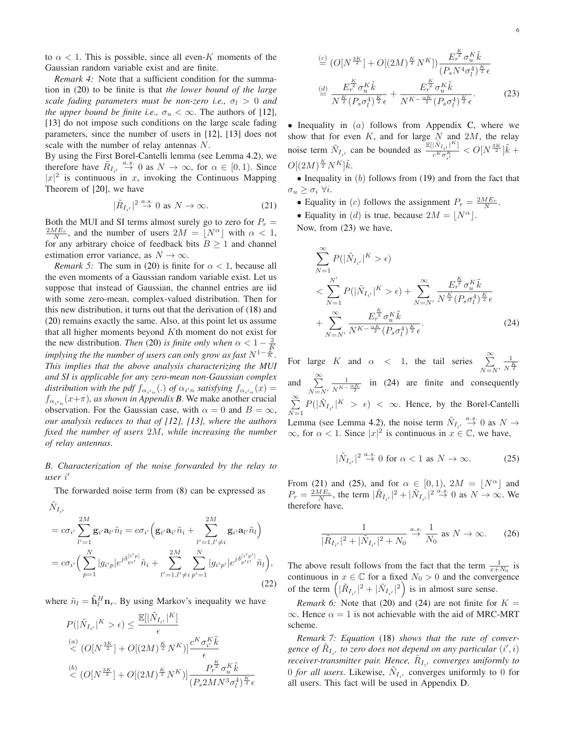to $\alpha < 1$. This is possible, since all even-$K$ moments of the Gaussian random variable exist and are finite.

*Remark 4:* Note that a sufficient condition for the summation in (20) to be finite is that *the lower bound of the large scale fading parameters must be non-zero i.e., $\sigma_l > 0$ and the upper bound be finite i.e., $\sigma_u < \infty$.* The authors of [12], [13] do not impose such conditions on the large scale fading parameters, since the number of users in [12], [13] does not scale with the number of relay antennas $N$.

By using the First Borel-Cantelli lemma (see Lemma 4.2), we therefore have $\tilde{R}_{I_{i'}} \overset{a.s.}{\to} 0$ as $N \to \infty$, for $\alpha \in [0, 1)$. Since $|x|^2$ is continuous in $x$, invoking the Continuous Mapping Theorem of [20], we have

$$|\tilde{R}_{I_{i'}}|^2 \overset{a.s.}{\to} 0 \text{ as } N \to \infty. \tag{21}$$

Both the MUI and SI terms almost surely go to zero for $P_r = \frac{2ME_r}{N}$, and the number of users $2M = \lfloor N^\alpha \rfloor$ with $\alpha < 1$, for any arbitrary choice of feedback bits $B \geq 1$ and channel estimation error variance, as $N \to \infty$.

*Remark 5:* The sum in (20) is finite for $\alpha < 1$, because all the even moments of a Gaussian random variable exist. Let us suppose that instead of Gaussian, the channel entries are iid with some zero-mean, complex-valued distribution. Then for this new distribution, it turns out that the derivation of (18) and (20) remains exactly the same. Also, at this point let us assume that all higher moments beyond $K$th moment do not exist for the new distribution. *Then* (20) *is finite only when $\alpha < 1 - \frac{2}{K}$ implying the the number of users can only grow as fast $N^{1-\frac{2}{K}}$. This implies that the above analysis characterizing the MUI and SI is applicable for any zero-mean non-Gaussian complex distribution with the pdf $f_{\alpha_{i'n}}(.)$ of $\alpha_{i'n}$ satisfying $f_{\alpha_{i'n}}(x) = f_{\alpha_{i'n}}(x+\pi)$, as shown in Appendix B*. We make another crucial observation. For the Gaussian case, with $\alpha = 0$ and $B = \infty$, *our analysis reduces to that of [12], [13], where the authors fixed the number of users $2M$, while increasing the number of relay antennas*.

### *B. Characterization of the noise forwarded by the relay to user $i'$*

The forwarded noise term from (8) can be expressed as

$$\begin{aligned}
&\tilde{N}_{I_{i'}} \\
&= c\sigma_{i'} \sum_{l'=1}^{2M} \mathbf{g}_{i'} \mathbf{a}_{l'} \tilde{n}_l = c\sigma_{i'} \Big( \mathbf{g}_{i'} \mathbf{a}_{i'} \tilde{n}_i + \sum_{l'=1, l' \neq i}^{2M} \mathbf{g}_{i'} \mathbf{a}_{l'} \tilde{n}_l \Big) \\
&= c\sigma_{i'} \Big( \sum_{p=1}^{N} |g_{i'p}| e^{j\delta_{pi'}^{[i'p]}} \tilde{n}_i + \sum_{l'=1, l' \neq i}^{2M} \sum_{p'=1}^{N} |g_{i'p'}| e^{j\delta_{p'l'}^{[i'p']}} \tilde{n}_l \Big),
\end{aligned} \tag{22}$$

where $\tilde{n}_l = \hat{\mathbf{h}}_l^H \mathbf{n}_r$. By using Markov's inequality we have

$$\begin{aligned}
P(|\tilde{N}_{I_{i'}}|^K > \epsilon) &\leq \frac{\mathbb{E}[|\tilde{N}_{I_{i'}}|^K]}{\epsilon} \\
&\overset{(a)}{<} (O[N^{\frac{3K}{2}}] + O[(2M)^{\frac{K}{2}} N^K)] \frac{c^K \sigma_{i'}^K \tilde{k}}{\epsilon} \\
&\overset{(b)}{<} (O[N^{\frac{3K}{2}}] + O[(2M)^{\frac{K}{2}} N^K)] \frac{P_r^{\frac{K}{2}} \sigma_u^K \tilde{k}}{(P_s 2MN^3 \sigma_l^4)^{\frac{K}{2}} \epsilon} \\
&\overset{(c)}{=} (O[N^{\frac{3K}{2}}] + O[(2M)^{\frac{K}{2}} N^K]) \frac{E_r^{\frac{K}{2}} \sigma_u^K \tilde{k}}{(P_s N^4 \sigma_l^4)^{\frac{K}{2}} \epsilon} \\
&\overset{(d)}{=} \frac{E_r^{\frac{K}{2}} \sigma_u^K \tilde{k}}{N^{\frac{K}{2}} (P_s \sigma_l^4)^{\frac{K}{2}} \epsilon} + \frac{E_r^{\frac{K}{2}} \sigma_u^K \tilde{k}}{N^{K - \frac{\alpha K}{2}} (P_s \sigma_l^4)^{\frac{K}{2}} \epsilon}.
\end{aligned} \tag{23}$$

- Inequality in $(a)$ follows from Appendix C, where we show that for even $K$, and for large $N$ and $2M$, the relay noise term $\tilde{N}_{I_{i'}}$ can be bounded as $\frac{\mathbb{E}[|\tilde{N}_{I_{i'}}|^K]}{c^K \sigma_{i'}^K} < O[N^{\frac{3K}{2}}]\tilde{k} + O[(2M)^{\frac{K}{2}} N^K]\tilde{k}$.
- Inequality in $(b)$ follows from (19) and from the fact that $\sigma_u \geq \sigma_i \ \forall i$.
- Equality in $(c)$ follows the assignment $P_r = \frac{2ME_r}{N}$.
- Equality in $(d)$ is true, because $2M = \lfloor N^\alpha \rfloor$.

Now, from (23) we have,

$$\begin{aligned}
&\sum_{N=1}^{\infty} P(|\tilde{N}_{I_{i'}}|^K > \epsilon) \\
&< \sum_{N=1}^{N'} P(|\tilde{N}_{I_{i'}}|^K > \epsilon) + \sum_{N=N'}^{\infty} \frac{E_r^{\frac{K}{2}} \sigma_u^K \tilde{k}}{N^{\frac{K}{2}} (P_s \sigma_l^4)^{\frac{K}{2}} \epsilon} \\
&\quad + \sum_{N=N'}^{\infty} \frac{E_r^{\frac{K}{2}} \sigma_u^K \tilde{k}}{N^{K - \frac{\alpha K}{2}} (P_s \sigma_l^4)^{\frac{K}{2}} \epsilon}.
\end{aligned} \tag{24}$$

For large $K$ and $\alpha < 1$, the tail series $\sum_{N=N'}^{\infty} \frac{1}{N^{\frac{K}{2}}}$ and $\sum_{N=N'}^{\infty} \frac{1}{N^{K - \frac{\alpha K}{2}}}$ in (24) are finite and consequently $\sum_{N=1}^{\infty} P(|\tilde{N}_{I_{i'}}|^K > \epsilon) < \infty$. Hence, by the Borel-Cantelli Lemma (see Lemma 4.2), the noise term $\tilde{N}_{I_{i'}} \overset{a.s.}{\to} 0$ as $N \to \infty$, for $\alpha < 1$. Since $|x|^2$ is continuous in $x \in \mathbb{C}$, we have,

$$|\tilde{N}_{I_{i'}}|^2 \overset{a.s.}{\to} 0 \text{ for } \alpha < 1 \text{ as } N \to \infty. \tag{25}$$

From (21) and (25), and for $\alpha \in [0, 1)$, $2M = \lfloor N^\alpha \rfloor$ and $P_r = \frac{2ME_r}{N}$, the term $|\tilde{R}_{I_{i'}}|^2 + |\tilde{N}_{I_{i'}}|^2 \overset{a.s.}{\to} 0$ as $N \to \infty$. We therefore have,

$$\frac{1}{|\tilde{R}_{I_{i'}}|^2 + |\tilde{N}_{I_{i'}}|^2 + N_0} \overset{a.s.}{\to} \frac{1}{N_0} \text{ as } N \to \infty. \tag{26}$$

The above result follows from the fact that the term $\frac{1}{x + N_0}$ is continuous in $x \in \mathbb{C}$ for a fixed $N_0 > 0$ and the convergence of the term $\left(|\tilde{R}_{I_{i'}}|^2 + |\tilde{N}_{I_{i'}}|^2\right)$ is in almost sure sense.

*Remark 6:* Note that (20) and (24) are not finite for $K = \infty$. Hence $\alpha = 1$ is not achievable with the aid of MRC-MRT scheme.

*Remark 7: Equation* (18) *shows that the rate of convergence of $\tilde{R}_{I_{i'}}$ to zero does not depend on any particular $(i', i)$ receiver-transmitter pair. Hence, $\tilde{R}_{I_{i'}}$ converges uniformly to 0 for all users*. Likewise, $\tilde{N}_{I_{i'}}$ converges uniformly to 0 for all users. This fact will be used in Appendix D.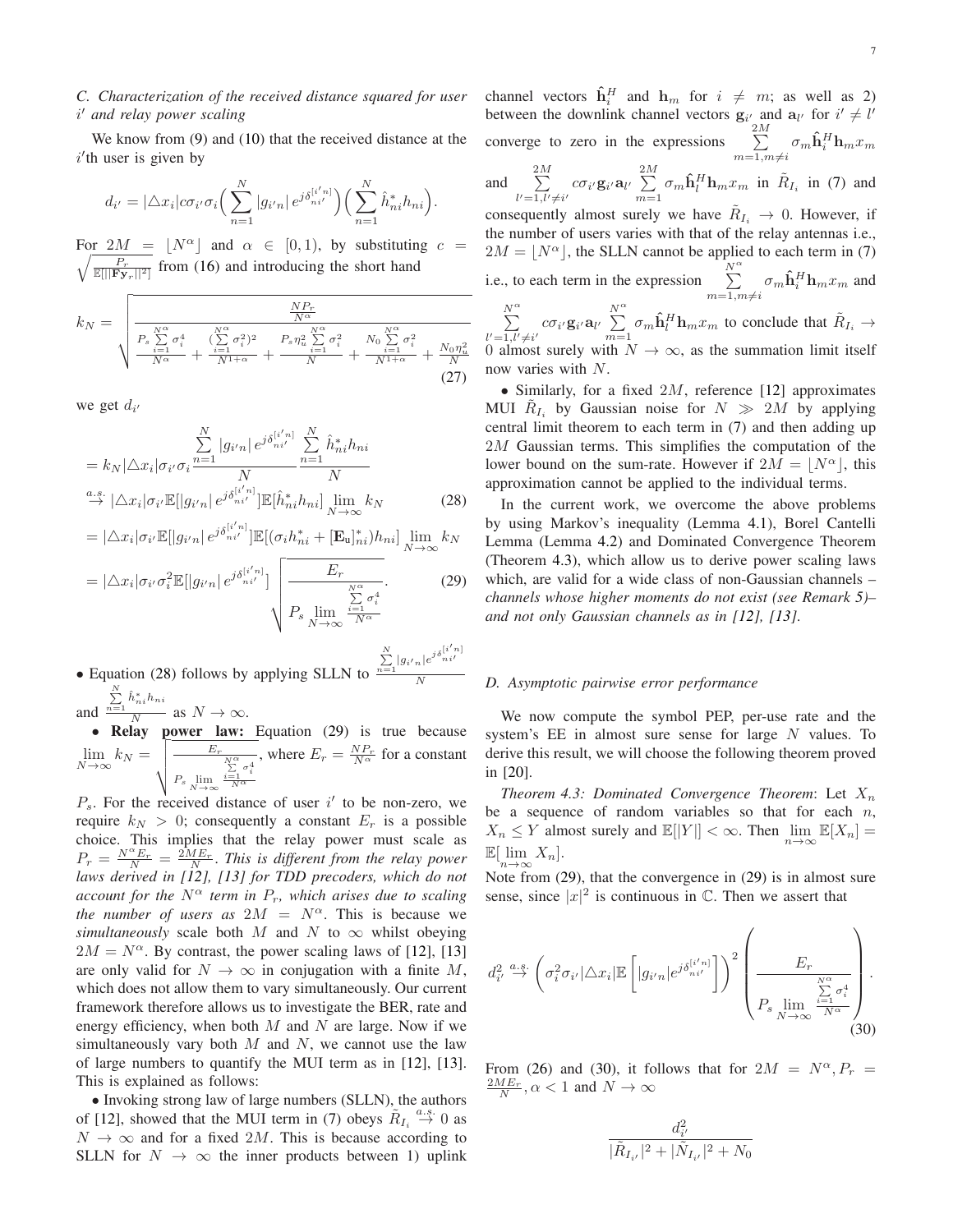### C. Characterization of the received distance squared for user $i'$ and relay power scaling

We know from (9) and (10) that the received distance at the $i'$th user is given by

$$d_{i'} = |\triangle x_i| c\sigma_{i'}\sigma_i \Big(\sum_{n=1}^{N} |g_{i'n}|\, e^{j\delta_{ni'}^{[i'n]}}\Big)\Big(\sum_{n=1}^{N} \hat{h}_{ni}^* h_{ni}\Big).$$

For $2M = \lfloor N^{\alpha} \rfloor$ and $\alpha \in [0,1)$, by substituting $c = \sqrt{\frac{P_r}{\mathbb{E}[||\mathbf{F}\mathbf{y}_r||^2]}}$ from (16) and introducing the short hand

$$k_N = \sqrt{\frac{\frac{NP_r}{N^{\alpha}}}{\frac{P_s \sum_{i=1}^{N^{\alpha}} \sigma_i^4}{N^{\alpha}} + \frac{(\sum_{i=1}^{N^{\alpha}} \sigma_i^2)^2}{N^{1+\alpha}} + \frac{P_s \eta_u^2 \sum_{i=1}^{N^{\alpha}} \sigma_i^2}{N} + \frac{N_0 \sum_{i=1}^{N^{\alpha}} \sigma_i^2}{N^{1+\alpha}} + \frac{N_0 \eta_u^2}{N}}} \tag{27}$$

we get $d_{i'}$

$$\begin{aligned}
&= k_N |\triangle x_i| \sigma_{i'}\sigma_i \frac{\sum_{n=1}^{N} |g_{i'n}|\, e^{j\delta_{ni'}^{[i'n]}}}{N} \frac{\sum_{n=1}^{N} \hat{h}_{ni}^* h_{ni}}{N} \\
&\overset{a.s.}{\to} |\triangle x_i| \sigma_{i'} \mathbb{E}[|g_{i'n}|\, e^{j\delta_{ni'}^{[i'n]}}] \mathbb{E}[\hat{h}_{ni}^* h_{ni}] \lim_{N\to\infty} k_N \qquad (28) \\
&= |\triangle x_i| \sigma_{i'} \mathbb{E}[|g_{i'n}|\, e^{j\delta_{ni'}^{[i'n]}}] \mathbb{E}[(\sigma_i h_{ni}^* + [\mathbf{E}_{\mathrm{u}}]_{ni}^*) h_{ni}] \lim_{N\to\infty} k_N \\
&= |\triangle x_i| \sigma_{i'} \sigma_i^2 \mathbb{E}[|g_{i'n}|\, e^{j\delta_{ni'}^{[i'n]}}] \sqrt{\frac{E_r}{P_s \lim_{N\to\infty} \frac{\sum_{i=1}^{N^{\alpha}} \sigma_i^4}{N^{\alpha}}}}. \qquad (29)
\end{aligned}$$

- Equation (28) follows by applying SLLN to $\frac{\sum_{n=1}^{N} |g_{i'n}| e^{j\delta_{ni'}^{[i'n]}}}{N}$ and $\frac{\sum_{n=1}^{N} \hat{h}_{ni}^* h_{ni}}{N}$ as $N \to \infty$.
- **Relay power law:** Equation (29) is true because $\lim_{N\to\infty} k_N = \sqrt{\frac{E_r}{P_s \lim_{N\to\infty} \frac{\sum_{i=1}^{N^{\alpha}} \sigma_i^4}{N^{\alpha}}}}$, where $E_r = \frac{NP_r}{N^{\alpha}}$ for a constant $P_s$. For the received distance of user $i'$ to be non-zero, we require $k_N > 0$; consequently a constant $E_r$ is a possible choice. This implies that the relay power must scale as $P_r = \frac{N^{\alpha} E_r}{N} = \frac{2ME_r}{N}$. *This is different from the relay power laws derived in [12], [13] for TDD precoders, which do not account for the $N^{\alpha}$ term in $P_r$, which arises due to scaling the number of users as $2M = N^{\alpha}$.* This is because we *simultaneously* scale both $M$ and $N$ to $\infty$ whilst obeying $2M = N^{\alpha}$. By contrast, the power scaling laws of [12], [13] are only valid for $N \to \infty$ in conjugation with a finite $M$, which does not allow them to vary simultaneously. Our current framework therefore allows us to investigate the BER, rate and energy efficiency, when both $M$ and $N$ are large. Now if we simultaneously vary both $M$ and $N$, we cannot use the law of large numbers to quantify the MUI term as in [12], [13]. This is explained as follows:
- Invoking strong law of large numbers (SLLN), the authors of [12], showed that the MUI term in (7) obeys $\tilde{R}_{I_i} \overset{a.s.}{\to} 0$ as $N \to \infty$ and for a fixed $2M$. This is because according to SLLN for $N \to \infty$ the inner products between 1) uplink channel vectors $\hat{\mathbf{h}}_i^H$ and $\mathbf{h}_m$ for $i \neq m$; as well as 2) between the downlink channel vectors $\mathbf{g}_{i'}$ and $\mathbf{a}_{l'}$ for $i' \neq l'$ converge to zero in the expressions $\sum_{m=1, m\neq i}^{2M} \sigma_m \hat{\mathbf{h}}_i^H \mathbf{h}_m x_m$ and $\sum_{l'=1, l'\neq i'}^{2M} c\sigma_{i'} \mathbf{g}_{i'} \mathbf{a}_{l'} \sum_{m=1}^{2M} \sigma_m \hat{\mathbf{h}}_l^H \mathbf{h}_m x_m$ in $\tilde{R}_{I_i}$ in (7) and consequently almost surely we have $\tilde{R}_{I_i} \to 0$. However, if the number of users varies with that of the relay antennas i.e., $2M = \lfloor N^{\alpha} \rfloor$, the SLLN cannot be applied to each term in (7) i.e., to each term in the expression $\sum_{m=1, m\neq i}^{N^{\alpha}} \sigma_m \hat{\mathbf{h}}_i^H \mathbf{h}_m x_m$ and $\sum_{l'=1, l'\neq i'}^{N^{\alpha}} c\sigma_{i'} \mathbf{g}_{i'} \mathbf{a}_{l'} \sum_{m=1}^{N^{\alpha}} \sigma_m \hat{\mathbf{h}}_l^H \mathbf{h}_m x_m$ to conclude that $\tilde{R}_{I_i} \to 0$ almost surely with $N \to \infty$, as the summation limit itself now varies with $N$.
- Similarly, for a fixed $2M$, reference [12] approximates MUI $\tilde{R}_{I_i}$ by Gaussian noise for $N \gg 2M$ by applying central limit theorem to each term in (7) and then adding up $2M$ Gaussian terms. This simplifies the computation of the lower bound on the sum-rate. However if $2M = \lfloor N^{\alpha} \rfloor$, this approximation cannot be applied to the individual terms.

In the current work, we overcome the above problems by using Markov's inequality (Lemma 4.1), Borel Cantelli Lemma (Lemma 4.2) and Dominated Convergence Theorem (Theorem 4.3), which allow us to derive power scaling laws which, are valid for a wide class of non-Gaussian channels – *channels whose higher moments do not exist (see Remark 5)– and not only Gaussian channels as in [12], [13].*

### D. Asymptotic pairwise error performance

We now compute the symbol PEP, per-use rate and the system's EE in almost sure sense for large $N$ values. To derive this result, we will choose the following theorem proved in [20].

*Theorem 4.3: Dominated Convergence Theorem*: Let $X_n$ be a sequence of random variables so that for each $n$, $X_n \leq Y$ almost surely and $\mathbb{E}[|Y|] < \infty$. Then $\lim_{n\to\infty} \mathbb{E}[X_n] = \mathbb{E}[\lim_{n\to\infty} X_n]$.

Note from (29), that the convergence in (29) is in almost sure sense, since $|x|^2$ is continuous in $\mathbb{C}$. Then we assert that

$$d_{i'}^2 \overset{a.s.}{\to} \left(\sigma_i^2 \sigma_{i'} |\triangle x_i| \mathbb{E}\left[|g_{i'n}| e^{j\delta_{ni'}^{[i'n]}}\right]\right)^2 \left(\frac{E_r}{P_s \lim_{N\to\infty} \frac{\sum_{i=1}^{N^{\alpha}} \sigma_i^4}{N^{\alpha}}}\right). \tag{30}$$

From (26) and (30), it follows that for $2M = N^{\alpha}, P_r = \frac{2ME_r}{N}, \alpha < 1$ and $N \to \infty$

$$\frac{d_{i'}^2}{|\tilde{R}_{I_{i'}}|^2 + |\tilde{N}_{I_{i'}}|^2 + N_0}$$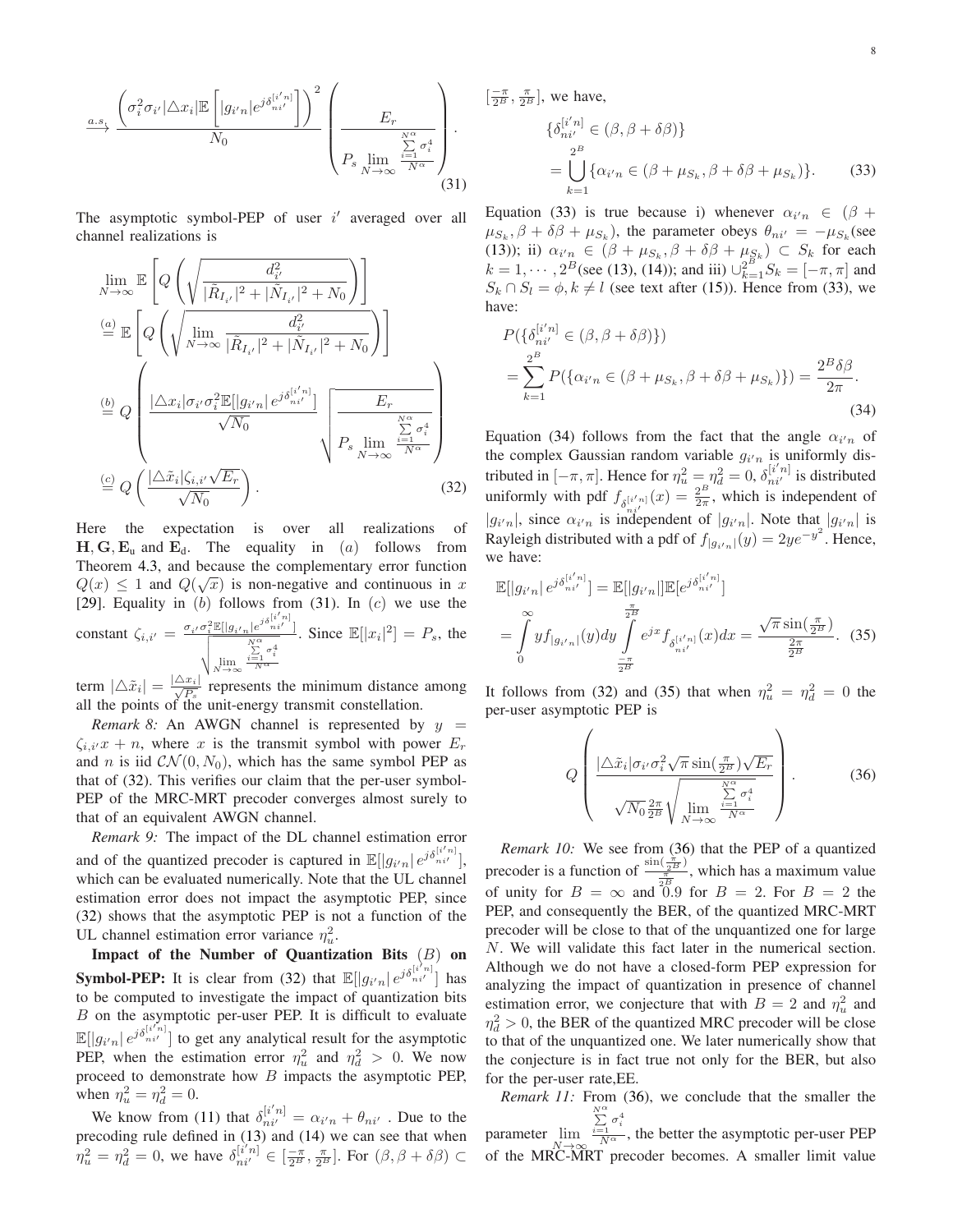$$\xrightarrow{a.s.} \frac{\left(\sigma_i^2\sigma_{i'}|\triangle x_i|\mathbb{E}\left[|g_{i'n}|e^{j\delta_{ni'}^{[i'n]}}\right]\right)^2}{N_0}\left(\frac{E_r}{P_s\lim\limits_{N\to\infty}\frac{\sum_{i=1}^{N^\alpha}\sigma_i^4}{N^\alpha}}\right). \tag{31}$$

The asymptotic symbol-PEP of user $i'$ averaged over all channel realizations is

$$\begin{aligned}
&\lim_{N\to\infty}\mathbb{E}\left[Q\left(\sqrt{\frac{d_{i'}^2}{|\tilde{R}_{I_{i'}}|^2+|\tilde{N}_{I_{i'}}|^2+N_0}}\right)\right] \\
&\stackrel{(a)}{=}\mathbb{E}\left[Q\left(\sqrt{\lim_{N\to\infty}\frac{d_{i'}^2}{|\tilde{R}_{I_{i'}}|^2+|\tilde{N}_{I_{i'}}|^2+N_0}}\right)\right] \\
&\stackrel{(b)}{=}Q\left(\frac{|\triangle x_i|\sigma_{i'}\sigma_i^2\mathbb{E}[|g_{i'n}|\,e^{j\delta_{ni'}^{[i'n]}}]}{\sqrt{N_0}}\sqrt{\frac{E_r}{P_s\lim\limits_{N\to\infty}\frac{\sum_{i=1}^{N^\alpha}\sigma_i^4}{N^\alpha}}}\right) \\
&\stackrel{(c)}{=}Q\left(\frac{|\triangle\tilde{x}_i|\zeta_{i,i'}\sqrt{E_r}}{\sqrt{N_0}}\right).
\end{aligned} \tag{32}$$

Here the expectation is over all realizations of $\mathbf{H},\mathbf{G},\mathbf{E}_\text{u}$ and $\mathbf{E}_\text{d}$. The equality in $(a)$ follows from Theorem 4.3, and because the complementary error function $Q(x)\le 1$ and $Q(\sqrt{x})$ is non-negative and continuous in $x$ [29]. Equality in $(b)$ follows from (31). In $(c)$ we use the constant $\zeta_{i,i'}=\frac{\sigma_{i'}\sigma_i^2\mathbb{E}[|g_{i'n}|e^{j\delta_{ni'}^{[i'n]}}]}{\sqrt{\lim_{N\to\infty}\frac{\sum_{i=1}^{N^\alpha}\sigma_i^4}{N^\alpha}}}$. Since $\mathbb{E}[|x_i|^2]=P_s$, the term $|\triangle\tilde{x}_i|=\frac{|\triangle x_i|}{\sqrt{P_s}}$ represents the minimum distance among all the points of the unit-energy transmit constellation.

*Remark 8:* An AWGN channel is represented by $y=\zeta_{i,i'}x+n$, where $x$ is the transmit symbol with power $E_r$ and $n$ is iid $\mathcal{CN}(0,N_0)$, which has the same symbol PEP as that of (32). This verifies our claim that the per-user symbol-PEP of the MRC-MRT precoder converges almost surely to that of an equivalent AWGN channel.

*Remark 9:* The impact of the DL channel estimation error and of the quantized precoder is captured in $\mathbb{E}[|g_{i'n}|\,e^{j\delta_{ni'}^{[i'n]}}]$, which can be evaluated numerically. Note that the UL channel estimation error does not impact the asymptotic PEP, since (32) shows that the asymptotic PEP is not a function of the UL channel estimation error variance $\eta_u^2$.

**Impact of the Number of Quantization Bits $(B)$ on Symbol-PEP:** It is clear from (32) that $\mathbb{E}[|g_{i'n}|\,e^{j\delta_{ni'}^{[i'n]}}]$ has to be computed to investigate the impact of quantization bits $B$ on the asymptotic per-user PEP. It is difficult to evaluate $\mathbb{E}[|g_{i'n}|\,e^{j\delta_{ni'}^{[i'n]}}]$ to get any analytical result for the asymptotic PEP, when the estimation error $\eta_u^2$ and $\eta_d^2>0$. We now proceed to demonstrate how $B$ impacts the asymptotic PEP, when $\eta_u^2=\eta_d^2=0$.

We know from (11) that $\delta_{ni'}^{[i'n]}=\alpha_{i'n}+\theta_{ni'}$ . Due to the precoding rule defined in (13) and (14) we can see that when $\eta_u^2=\eta_d^2=0$, we have $\delta_{ni'}^{[i'n]}\in[\frac{-\pi}{2^B},\frac{\pi}{2^B}]$. For $(\beta,\beta+\delta\beta)\subset[\frac{-\pi}{2^B},\frac{\pi}{2^B}]$, we have,

$$\begin{aligned}
&\{\delta_{ni'}^{[i'n]}\in(\beta,\beta+\delta\beta)\} \\
&=\bigcup_{k=1}^{2^B}\{\alpha_{i'n}\in(\beta+\mu_{S_k},\beta+\delta\beta+\mu_{S_k})\}.
\end{aligned} \tag{33}$$

Equation (33) is true because i) whenever $\alpha_{i'n}\in(\beta+\mu_{S_k},\beta+\delta\beta+\mu_{S_k})$, the parameter obeys $\theta_{ni'}=-\mu_{S_k}$(see (13)); ii) $\alpha_{i'n}\in(\beta+\mu_{S_k},\beta+\delta\beta+\mu_{S_k})\subset S_k$ for each $k=1,\cdots,2^B$(see (13), (14)); and iii) $\cup_{k=1}^{2^B}S_k=[-\pi,\pi]$ and $S_k\cap S_l=\phi,k\neq l$ (see text after (15)). Hence from (33), we have:

$$\begin{aligned}
&P(\{\delta_{ni'}^{[i'n]}\in(\beta,\beta+\delta\beta)\}) \\
&=\sum_{k=1}^{2^B}P(\{\alpha_{i'n}\in(\beta+\mu_{S_k},\beta+\delta\beta+\mu_{S_k})\})=\frac{2^B\delta\beta}{2\pi}.
\end{aligned} \tag{34}$$

Equation (34) follows from the fact that the angle $\alpha_{i'n}$ of the complex Gaussian random variable $g_{i'n}$ is uniformly distributed in $[-\pi,\pi]$. Hence for $\eta_u^2=\eta_d^2=0$, $\delta_{ni'}^{[i'n]}$ is distributed uniformly with pdf $f_{\delta_{ni'}^{[i'n]}}(x)=\frac{2^B}{2\pi}$, which is independent of $|g_{i'n}|$, since $\alpha_{i'n}$ is independent of $|g_{i'n}|$. Note that $|g_{i'n}|$ is Rayleigh distributed with a pdf of $f_{|g_{i'n}|}(y)=2ye^{-y^2}$. Hence, we have:

$$\begin{aligned}
&\mathbb{E}[|g_{i'n}|\,e^{j\delta_{ni'}^{[i'n]}}]=\mathbb{E}[|g_{i'n}|]\mathbb{E}[e^{j\delta_{ni'}^{[i'n]}}] \\
&=\int_0^\infty yf_{|g_{i'n}|}(y)dy\int_{\frac{-\pi}{2^B}}^{\frac{\pi}{2^B}}e^{jx}f_{\delta_{ni'}^{[i'n]}}(x)dx=\frac{\sqrt{\pi}\sin(\frac{\pi}{2^B})}{\frac{2\pi}{2^B}}.
\end{aligned} \tag{35}$$

It follows from (32) and (35) that when $\eta_u^2=\eta_d^2=0$ the per-user asymptotic PEP is

$$Q\left(\frac{|\triangle\tilde{x}_i|\sigma_{i'}\sigma_i^2\sqrt{\pi}\sin(\frac{\pi}{2^B})\sqrt{E_r}}{\sqrt{N_0}\frac{2\pi}{2^B}\sqrt{\lim\limits_{N\to\infty}\frac{\sum_{i=1}^{N^\alpha}\sigma_i^4}{N^\alpha}}}\right). \tag{36}$$

*Remark 10:* We see from (36) that the PEP of a quantized precoder is a function of $\frac{\sin(\frac{\pi}{2^B})}{\frac{\pi}{2^B}}$, which has a maximum value of unity for $B=\infty$ and 0.9 for $B=2$. For $B=2$ the PEP, and consequently the BER, of the quantized MRC-MRT precoder will be close to that of the unquantized one for large $N$. We will validate this fact later in the numerical section. Although we do not have a closed-form PEP expression for analyzing the impact of quantization in presence of channel estimation error, we conjecture that with $B=2$ and $\eta_u^2$ and $\eta_d^2>0$, the BER of the quantized MRC precoder will be close to that of the unquantized one. We later numerically show that the conjecture is in fact true not only for the BER, but also for the per-user rate,EE.

*Remark 11:* From (36), we conclude that the smaller the parameter $\lim\limits_{N\to\infty}\frac{\sum_{i=1}^{N^\alpha}\sigma_i^4}{N^\alpha}$, the better the asymptotic per-user PEP of the MRC-MRT precoder becomes. A smaller limit value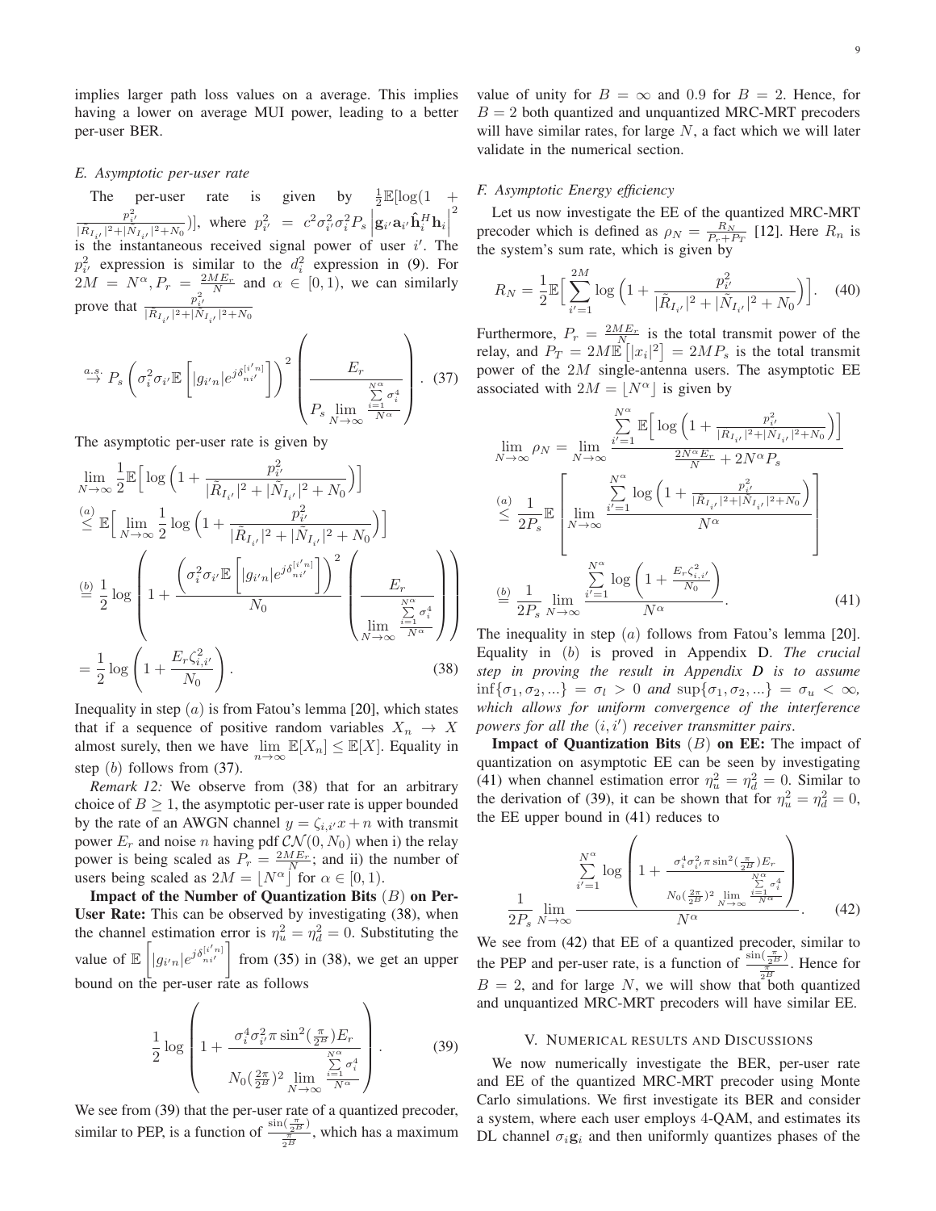implies larger path loss values on a average. This implies having a lower on average MUI power, leading to a better per-user BER.

### E. Asymptotic per-user rate

The per-user rate is given by $\frac{1}{2}\mathbb{E}[\log(1 + \frac{p_{i'}^2}{|\tilde{R}_{I_{i'}}|^2+|\tilde{N}_{I_{i'}}|^2+N_0})]$, where $p_{i'}^2 = c^2\sigma_{i'}^2\sigma_i^2 P_s \left|\mathbf{g}_{i'}\mathbf{a}_{i'}\hat{\mathbf{h}}_i^H\mathbf{h}_i\right|^2$ is the instantaneous received signal power of user $i'$. The $p_{i'}^2$ expression is similar to the $d_i^2$ expression in (9). For $2M = N^\alpha, P_r = \frac{2ME_r}{N}$ and $\alpha \in [0,1)$, we can similarly prove that $\frac{p_{i'}^2}{|\tilde{R}_{I_{i'}}|^2+|\tilde{N}_{I_{i'}}|^2+N_0}$

$$\overset{a.s.}{\to} P_s\left(\sigma_i^2\sigma_{i'}\mathbb{E}\left[|g_{i'n}|e^{j\delta_{ni'}^{[i'n]}}\right]\right)^2\left(\frac{E_r}{P_s\lim\limits_{N\to\infty}\frac{\sum_{i=1}^{N^\alpha}\sigma_i^4}{N^\alpha}}\right). \quad (37)$$

The asymptotic per-user rate is given by

$$\begin{aligned}
&\lim_{N\to\infty}\frac{1}{2}\mathbb{E}\Big[\log\Big(1+\frac{p_{i'}^2}{|\tilde{R}_{I_{i'}}|^2+|\tilde{N}_{I_{i'}}|^2+N_0}\Big)\Big] \\
&\overset{(a)}{\leq} \mathbb{E}\Big[\lim_{N\to\infty}\frac{1}{2}\log\Big(1+\frac{p_{i'}^2}{|\tilde{R}_{I_{i'}}|^2+|\tilde{N}_{I_{i'}}|^2+N_0}\Big)\Big] \\
&\overset{(b)}{=} \frac{1}{2}\log\left(1+\frac{\left(\sigma_i^2\sigma_{i'}\mathbb{E}\left[|g_{i'n}|e^{j\delta_{ni'}^{[i'n]}}\right]\right)^2}{N_0}\left(\frac{E_r}{\lim\limits_{N\to\infty}\frac{\sum_{i=1}^{N^\alpha}\sigma_i^4}{N^\alpha}}\right)\right) \\
&= \frac{1}{2}\log\left(1+\frac{E_r\zeta_{i,i'}^2}{N_0}\right). \quad (38)
\end{aligned}$$

Inequality in step $(a)$ is from Fatou's lemma [20], which states that if a sequence of positive random variables $X_n \to X$ almost surely, then we have $\lim\limits_{n\to\infty}\mathbb{E}[X_n] \leq \mathbb{E}[X]$. Equality in step $(b)$ follows from (37).

*Remark 12:* We observe from (38) that for an arbitrary choice of $B \geq 1$, the asymptotic per-user rate is upper bounded by the rate of an AWGN channel $y = \zeta_{i,i'}x + n$ with transmit power $E_r$ and noise $n$ having pdf $\mathcal{CN}(0, N_0)$ when i) the relay power is being scaled as $P_r = \frac{2ME_r}{N}$; and ii) the number of users being scaled as $2M = \lfloor N^\alpha \rfloor$ for $\alpha \in [0,1)$.

**Impact of the Number of Quantization Bits $(B)$ on Per-User Rate:** This can be observed by investigating (38), when the channel estimation error is $\eta_u^2 = \eta_d^2 = 0$. Substituting the value of $\mathbb{E}\left[|g_{i'n}|e^{j\delta_{ni'}^{[i'n]}}\right]$ from (35) in (38), we get an upper bound on the per-user rate as follows

$$\frac{1}{2}\log\left(1+\frac{\sigma_i^4\sigma_{i'}^2\pi\sin^2(\frac{\pi}{2^B})E_r}{N_0(\frac{2\pi}{2^B})^2\lim\limits_{N\to\infty}\frac{\sum_{i=1}^{N^\alpha}\sigma_i^4}{N^\alpha}}\right). \quad (39)$$

We see from (39) that the per-user rate of a quantized precoder, similar to PEP, is a function of $\frac{\sin(\frac{\pi}{2^B})}{\frac{\pi}{2^B}}$, which has a maximum value of unity for $B=\infty$ and $0.9$ for $B=2$. Hence, for $B=2$ both quantized and unquantized MRC-MRT precoders will have similar rates, for large $N$, a fact which we will later validate in the numerical section.

### F. Asymptotic Energy efficiency

Let us now investigate the EE of the quantized MRC-MRT precoder which is defined as $\rho_N = \frac{R_N}{P_r+P_T}$ [12]. Here $R_n$ is the system's sum rate, which is given by

$$R_N = \frac{1}{2}\mathbb{E}\Big[\sum_{i'=1}^{2M}\log\Big(1+\frac{p_{i'}^2}{|\tilde{R}_{I_{i'}}|^2+|\tilde{N}_{I_{i'}}|^2+N_0}\Big)\Big]. \quad (40)$$

Furthermore, $P_r = \frac{2ME_r}{N}$ is the total transmit power of the relay, and $P_T = 2M\mathbb{E}\left[|x_i|^2\right] = 2MP_s$ is the total transmit power of the $2M$ single-antenna users. The asymptotic EE associated with $2M = \lfloor N^\alpha \rfloor$ is given by

$$\begin{aligned}
\lim_{N\to\infty}\rho_N &= \lim_{N\to\infty}\frac{\sum_{i'=1}^{N^\alpha}\mathbb{E}\Big[\log\Big(1+\frac{p_{i'}^2}{|\tilde{R}_{I_{i'}}|^2+|\tilde{N}_{I_{i'}}|^2+N_0}\Big)\Big]}{\frac{2N^\alpha E_r}{N}+2N^\alpha P_s} \\
&\overset{(a)}{\leq} \frac{1}{2P_s}\mathbb{E}\left[\lim_{N\to\infty}\frac{\sum_{i'=1}^{N^\alpha}\log\Big(1+\frac{p_{i'}^2}{|\tilde{R}_{I_{i'}}|^2+|\tilde{N}_{I_{i'}}|^2+N_0}\Big)}{N^\alpha}\right] \\
&\overset{(b)}{=} \frac{1}{2P_s}\lim_{N\to\infty}\frac{\sum_{i'=1}^{N^\alpha}\log\Big(1+\frac{E_r\zeta_{i,i'}^2}{N_0}\Big)}{N^\alpha}. \quad (41)
\end{aligned}$$

The inequality in step $(a)$ follows from Fatou's lemma [20]. Equality in $(b)$ is proved in Appendix D. *The crucial step in proving the result in Appendix D is to assume $\inf\{\sigma_1,\sigma_2,...\} = \sigma_l > 0$ and $\sup\{\sigma_1,\sigma_2,...\} = \sigma_u < \infty$, which allows for uniform convergence of the interference powers for all the $(i,i')$ receiver transmitter pairs.*

**Impact of Quantization Bits $(B)$ on EE:** The impact of quantization on asymptotic EE can be seen by investigating (41) when channel estimation error $\eta_u^2 = \eta_d^2 = 0$. Similar to the derivation of (39), it can be shown that for $\eta_u^2 = \eta_d^2 = 0$, the EE upper bound in (41) reduces to

$$\frac{1}{2P_s}\lim_{N\to\infty}\frac{\sum_{i'=1}^{N^\alpha}\log\left(1+\frac{\sigma_i^4\sigma_{i'}^2\pi\sin^2(\frac{\pi}{2^B})E_r}{N_0(\frac{2\pi}{2^B})^2\lim\limits_{N\to\infty}\frac{\sum_{i=1}^{N^\alpha}\sigma_i^4}{N^\alpha}}\right)}{N^\alpha}. \quad (42)$$

We see from (42) that EE of a quantized precoder, similar to the PEP and per-user rate, is a function of $\frac{\sin(\frac{\pi}{2^B})}{\frac{\pi}{2^B}}$. Hence for $B=2$, and for large $N$, we will show that both quantized and unquantized MRC-MRT precoders will have similar EE.

## V. Numerical results and Discussions

We now numerically investigate the BER, per-user rate and EE of the quantized MRC-MRT precoder using Monte Carlo simulations. We first investigate its BER and consider a system, where each user employs 4-QAM, and estimates its DL channel $\sigma_i\mathbf{g}_i$ and then uniformly quantizes phases of the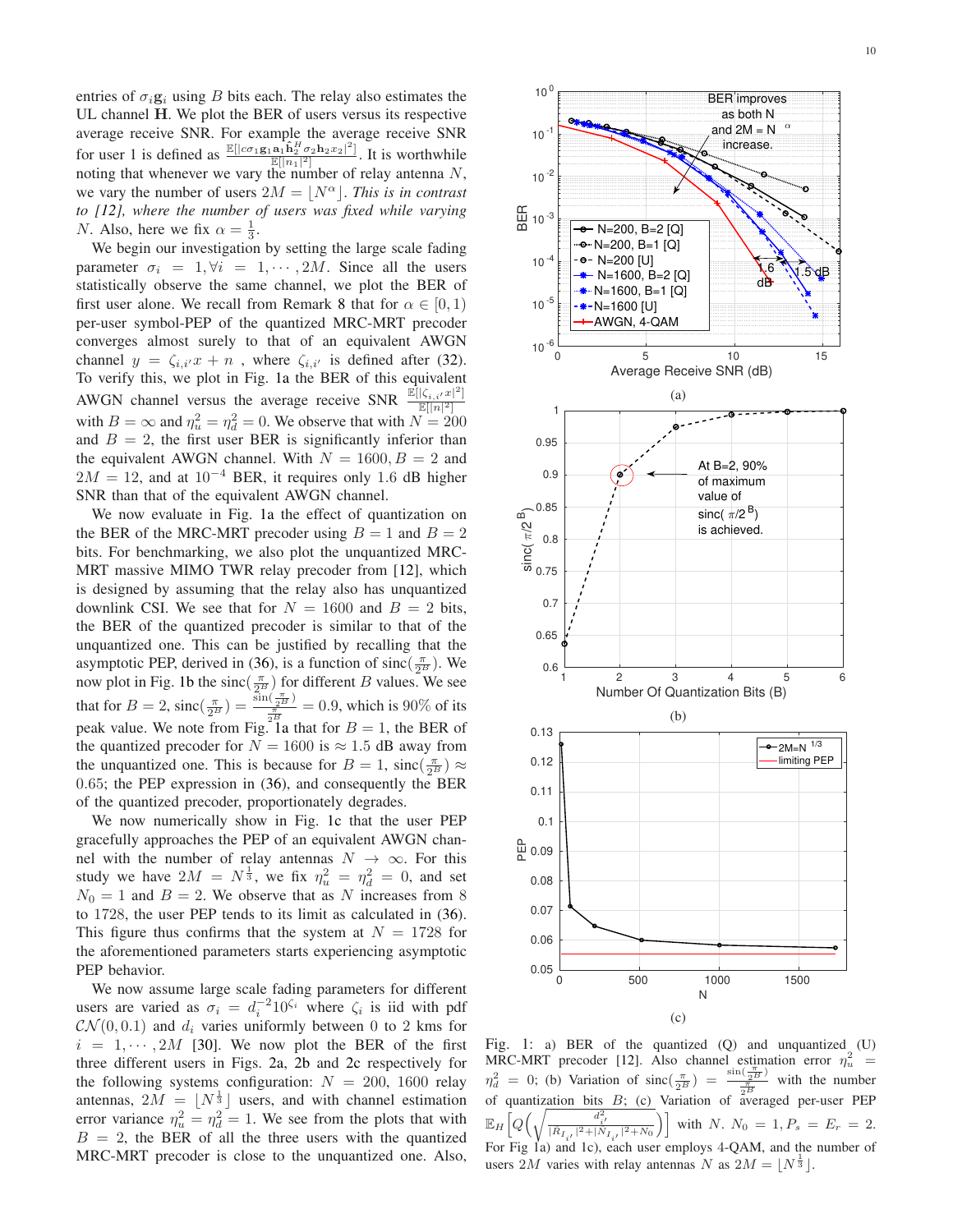entries of $\sigma_i \mathbf{g}_i$ using $B$ bits each. The relay also estimates the UL channel $\mathbf{H}$. We plot the BER of users versus its respective average receive SNR. For example the average receive SNR for user 1 is defined as $\frac{\mathbb{E}[|c\sigma_1 \mathbf{g}_1 \mathbf{a}_1 \hat{\mathbf{h}}_2^H \sigma_2 \mathbf{h}_2 x_2|^2]}{\mathbb{E}[|n_1|^2]}$. It is worthwhile noting that whenever we vary the number of relay antenna $N$, we vary the number of users $2M = \lfloor N^{\alpha} \rfloor$. *This is in contrast to [12], where the number of users was fixed while varying* $N$. Also, here we fix $\alpha = \frac{1}{3}$.

We begin our investigation by setting the large scale fading parameter $\sigma_i = 1, \forall i = 1, \cdots, 2M$. Since all the users statistically observe the same channel, we plot the BER of first user alone. We recall from Remark 8 that for $\alpha \in [0, 1)$ per-user symbol-PEP of the quantized MRC-MRT precoder converges almost surely to that of an equivalent AWGN channel $y = \zeta_{i,i'} x + n$ , where $\zeta_{i,i'}$ is defined after (32). To verify this, we plot in Fig. 1a the BER of this equivalent AWGN channel versus the average receive SNR $\frac{\mathbb{E}[|\zeta_{i,i'} x|^2]}{\mathbb{E}[|n|^2]}$ with $B = \infty$ and $\eta_u^2 = \eta_d^2 = 0$. We observe that with $N = 200$ and $B = 2$, the first user BER is significantly inferior than the equivalent AWGN channel. With $N = 1600, B = 2$ and $2M = 12$, and at $10^{-4}$ BER, it requires only 1.6 dB higher SNR than that of the equivalent AWGN channel.

We now evaluate in Fig. 1a the effect of quantization on the BER of the MRC-MRT precoder using $B = 1$ and $B = 2$ bits. For benchmarking, we also plot the unquantized MRC-MRT massive MIMO TWR relay precoder from [12], which is designed by assuming that the relay also has unquantized downlink CSI. We see that for $N = 1600$ and $B = 2$ bits, the BER of the quantized precoder is similar to that of the unquantized one. This can be justified by recalling that the asymptotic PEP, derived in (36), is a function of $\text{sinc}(\frac{\pi}{2^B})$. We now plot in Fig. 1b the $\text{sinc}(\frac{\pi}{2^B})$ for different $B$ values. We see that for $B = 2$, $\text{sinc}(\frac{\pi}{2^B}) = \frac{\sin(\frac{\pi}{2^B})}{\frac{\pi}{2^B}} = 0.9$, which is 90% of its peak value. We note from Fig. 1a that for $B = 1$, the BER of the quantized precoder for $N = 1600$ is $\approx 1.5$ dB away from the unquantized one. This is because for $B = 1$, $\text{sinc}(\frac{\pi}{2^B}) \approx 0.65$; the PEP expression in (36), and consequently the BER of the quantized precoder, proportionately degrades.

We now numerically show in Fig. 1c that the user PEP gracefully approaches the PEP of an equivalent AWGN channel with the number of relay antennas $N \to \infty$. For this study we have $2M = N^{\frac{1}{3}}$, we fix $\eta_u^2 = \eta_d^2 = 0$, and set $N_0 = 1$ and $B = 2$. We observe that as $N$ increases from 8 to 1728, the user PEP tends to its limit as calculated in (36). This figure thus confirms that the system at $N = 1728$ for the aforementioned parameters starts experiencing asymptotic PEP behavior.

We now assume large scale fading parameters for different users are varied as $\sigma_i = d_i^{-2} 10^{\zeta_i}$ where $\zeta_i$ is iid with pdf $\mathcal{CN}(0, 0.1)$ and $d_i$ varies uniformly between 0 to 2 kms for $i = 1, \cdots, 2M$ [30]. We now plot the BER of the first three different users in Figs. 2a, 2b and 2c respectively for the following systems configuration: $N = 200$, 1600 relay antennas, $2M = \lfloor N^{\frac{1}{3}} \rfloor$ users, and with channel estimation error variance $\eta_u^2 = \eta_d^2 = 1$. We see from the plots that with $B = 2$, the BER of all the three users with the quantized MRC-MRT precoder is close to the unquantized one. Also,

Fig. 1: a) BER of the quantized (Q) and unquantized (U) MRC-MRT precoder [12]. Also channel estimation error $\eta_u^2 = \eta_d^2 = 0$; (b) Variation of $\text{sinc}(\frac{\pi}{2^B}) = \frac{\sin(\frac{\pi}{2^B})}{\frac{\pi}{2^B}}$ with the number of quantization bits $B$; (c) Variation of averaged per-user PEP $\mathbb{E}_H\left[Q\left(\sqrt{\frac{d_{i'}^2}{|R_{I_{i'}}|^2 + |N_{I_{i'}}|^2 + N_0}}\right)\right]$ with $N$. $N_0 = 1, P_s = E_r = 2$. For Fig 1a) and 1c), each user employs 4-QAM, and the number of users $2M$ varies with relay antennas $N$ as $2M = \lfloor N^{\frac{1}{3}} \rfloor$.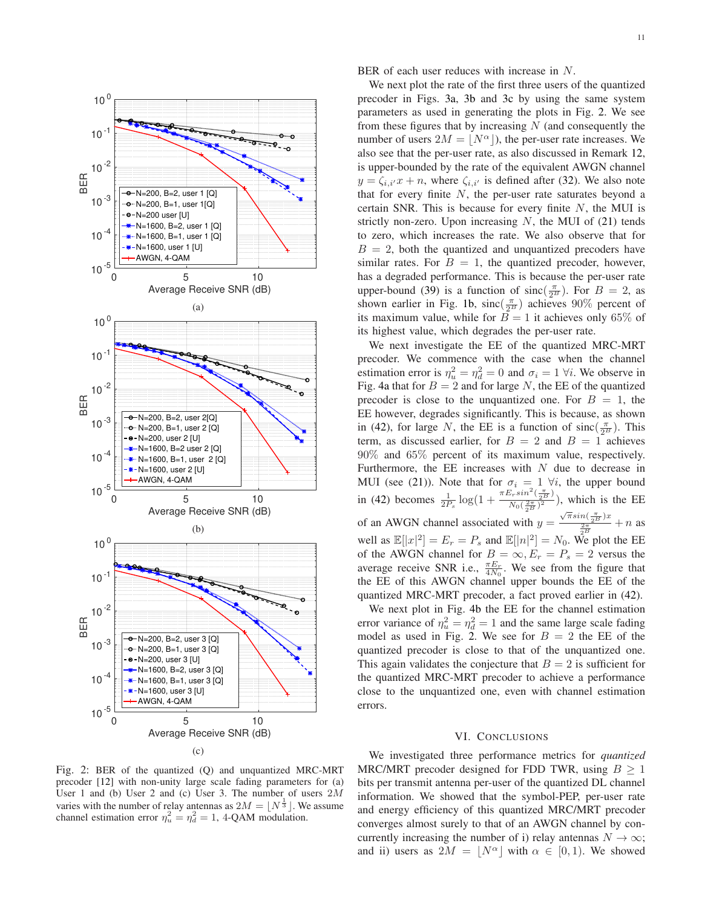Fig. 2: BER of the quantized (Q) and unquantized MRC-MRT precoder [12] with non-unity large scale fading parameters for (a) User 1 and (b) User 2 and (c) User 3. The number of users $2M$ varies with the number of relay antennas as $2M = \lfloor N^{\frac{1}{3}} \rfloor$. We assume channel estimation error $\eta_u^2 = \eta_d^2 = 1$, 4-QAM modulation.

BER of each user reduces with increase in $N$.

We next plot the rate of the first three users of the quantized precoder in Figs. 3a, 3b and 3c by using the same system parameters as used in generating the plots in Fig. 2. We see from these figures that by increasing $N$ (and consequently the number of users $2M = \lfloor N^{\alpha} \rfloor$), the per-user rate increases. We also see that the per-user rate, as also discussed in Remark 12, is upper-bounded by the rate of the equivalent AWGN channel $y = \zeta_{i,i'} x + n$, where $\zeta_{i,i'}$ is defined after (32). We also note that for every finite $N$, the per-user rate saturates beyond a certain SNR. This is because for every finite $N$, the MUI is strictly non-zero. Upon increasing $N$, the MUI of (21) tends to zero, which increases the rate. We also observe that for $B = 2$, both the quantized and unquantized precoders have similar rates. For $B = 1$, the quantized precoder, however, has a degraded performance. This is because the per-user rate upper-bound (39) is a function of $\text{sinc}(\frac{\pi}{2^B})$. For $B = 2$, as shown earlier in Fig. 1b, $\text{sinc}(\frac{\pi}{2^B})$ achieves $90\%$ percent of its maximum value, while for $B = 1$ it achieves only $65\%$ of its highest value, which degrades the per-user rate.

We next investigate the EE of the quantized MRC-MRT precoder. We commence with the case when the channel estimation error is $\eta_u^2 = \eta_d^2 = 0$ and $\sigma_i = 1\ \forall i$. We observe in Fig. 4a that for $B = 2$ and for large $N$, the EE of the quantized precoder is close to the unquantized one. For $B = 1$, the EE however, degrades significantly. This is because, as shown in (42), for large $N$, the EE is a function of $\text{sinc}(\frac{\pi}{2^B})$. This term, as discussed earlier, for $B = 2$ and $B = 1$ achieves $90\%$ and $65\%$ percent of its maximum value, respectively. Furthermore, the EE increases with $N$ due to decrease in MUI (see (21)). Note that for $\sigma_i = 1\ \forall i$, the upper bound in (42) becomes $\frac{1}{2P_s} \log(1 + \frac{\pi E_r sin^2(\frac{\pi}{2^B})}{N_0 (\frac{2\pi}{2^B})^2})$, which is the EE of an AWGN channel associated with $y = \frac{\sqrt{\pi} sin(\frac{\pi}{2^B}) x}{\frac{2\pi}{2^B}} + n$ as well as $\mathbb{E}[|x|^2] = E_r = P_s$ and $\mathbb{E}[|n|^2] = N_0$. We plot the EE of the AWGN channel for $B = \infty, E_r = P_s = 2$ versus the average receive SNR i.e., $\frac{\pi E_r}{4N_0}$. We see from the figure that the EE of this AWGN channel upper bounds the EE of the quantized MRC-MRT precoder, a fact proved earlier in (42).

We next plot in Fig. 4b the EE for the channel estimation error variance of $\eta_u^2 = \eta_d^2 = 1$ and the same large scale fading model as used in Fig. 2. We see for $B = 2$ the EE of the quantized precoder is close to that of the unquantized one. This again validates the conjecture that $B = 2$ is sufficient for the quantized MRC-MRT precoder to achieve a performance close to the unquantized one, even with channel estimation errors.

## VI. Conclusions

We investigated three performance metrics for *quantized* MRC/MRT precoder designed for FDD TWR, using $B \geq 1$ bits per transmit antenna per-user of the quantized DL channel information. We showed that the symbol-PEP, per-user rate and energy efficiency of this quantized MRC/MRT precoder converges almost surely to that of an AWGN channel by concurrently increasing the number of i) relay antennas $N \to \infty$; and ii) users as $2M = \lfloor N^{\alpha} \rfloor$ with $\alpha \in [0, 1)$. We showed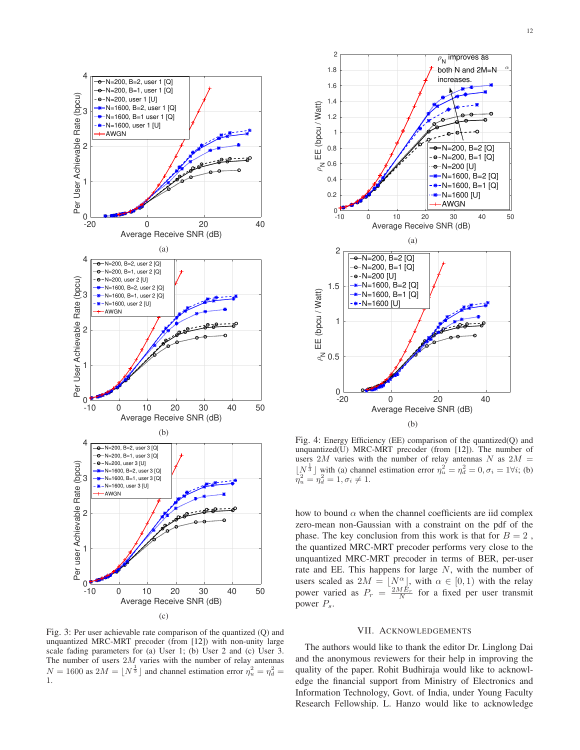Fig. 3: Per user achievable rate comparison of the quantized (Q) and unquantized MRC-MRT precoder (from [12]) with non-unity large scale fading parameters for (a) User 1; (b) User 2 and (c) User 3. The number of users $2M$ varies with the number of relay antennas $N = 1600$ as $2M = \lfloor N^{\frac{1}{3}} \rfloor$ and channel estimation error $\eta_u^2 = \eta_d^2 = 1$.

Fig. 4: Energy Efficiency (EE) comparison of the quantized(Q) and unquantized(U) MRC-MRT precoder (from [12]). The number of users $2M$ varies with the number of relay antennas $N$ as $2M = \lfloor N^{\frac{1}{3}} \rfloor$ with (a) channel estimation error $\eta_u^2 = \eta_d^2 = 0, \sigma_i = 1 \forall i$; (b) $\eta_u^2 = \eta_d^2 = 1, \sigma_i \neq 1$.

how to bound $\alpha$ when the channel coefficients are iid complex zero-mean non-Gaussian with a constraint on the pdf of the phase. The key conclusion from this work is that for $B = 2$ , the quantized MRC-MRT precoder performs very close to the unquantized MRC-MRT precoder in terms of BER, per-user rate and EE. This happens for large $N$, with the number of users scaled as $2M = \lfloor N^{\alpha} \rfloor$, with $\alpha \in [0, 1)$ with the relay power varied as $P_r = \frac{2ME_r}{N}$ for a fixed per user transmit power $P_s$.

## VII. Acknowledgements

The authors would like to thank the editor Dr. Linglong Dai and the anonymous reviewers for their help in improving the quality of the paper. Rohit Budhiraja would like to acknowledge the financial support from Ministry of Electronics and Information Technology, Govt. of India, under Young Faculty Research Fellowship. L. Hanzo would like to acknowledge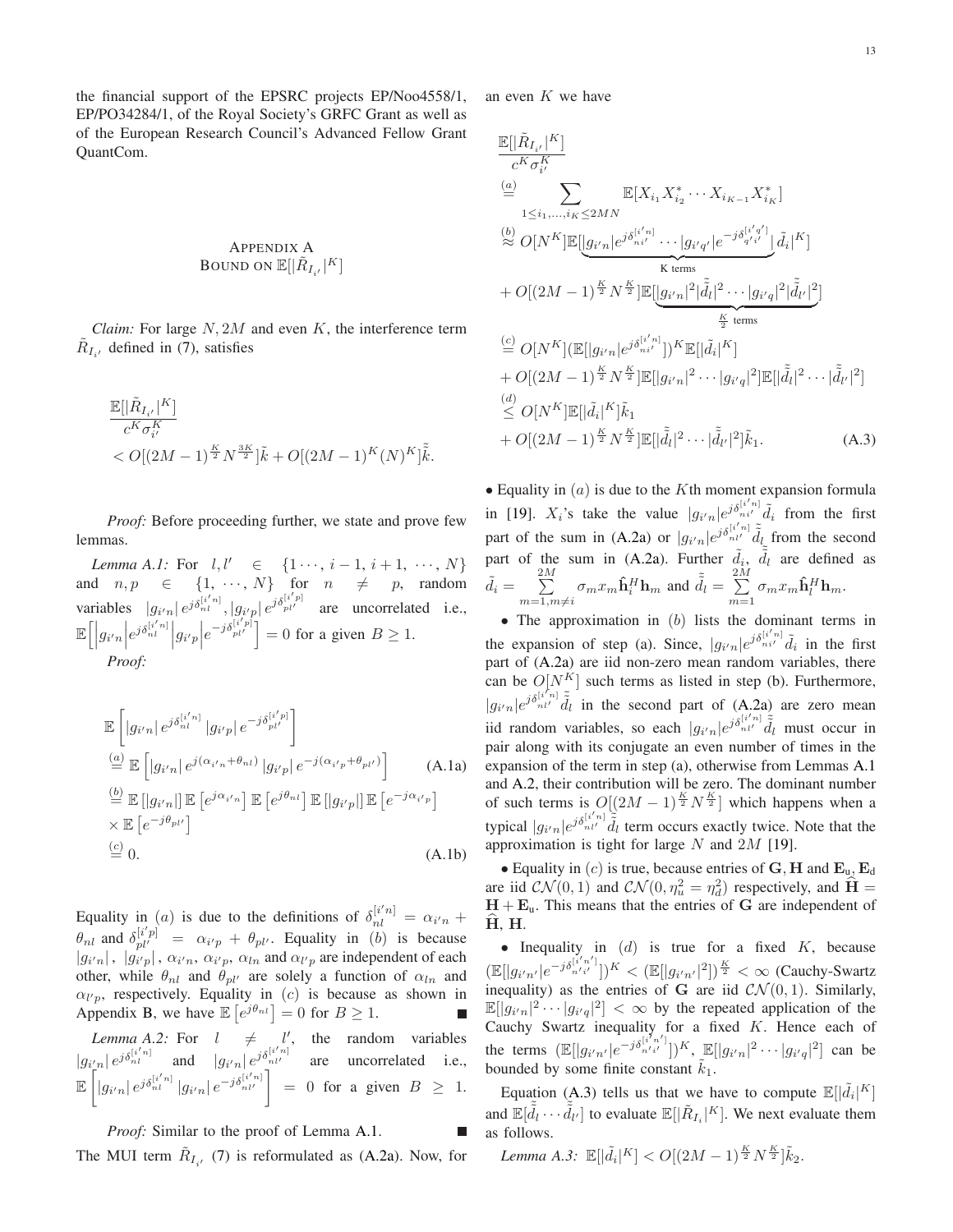the financial support of the EPSRC projects EP/Noo4558/1, EP/PO34284/1, of the Royal Society's GRFC Grant as well as of the European Research Council's Advanced Fellow Grant QuantCom.

## Appendix A
## Bound on $\mathbb{E}[|\tilde{R}_{I_{i'}}|^K]$

*Claim:* For large $N, 2M$ and even $K$, the interference term $\tilde{R}_{I_{i'}}$ defined in (7), satisfies

$$\frac{\mathbb{E}[|\tilde{R}_{I_{i'}}|^K]}{c^K \sigma_{i'}^K} < O[(2M-1)^{\frac{K}{2}} N^{\frac{3K}{2}}]\tilde{k} + O[(2M-1)^K (N)^K]\tilde{\tilde{k}}.$$

*Proof:* Before proceeding further, we state and prove few lemmas.

*Lemma A.1:* For $l, l' \in \{1\cdots, i-1, i+1, \cdots, N\}$ and $n, p \in \{1, \cdots, N\}$ for $n \neq p$, random variables $|g_{i'n}|\, e^{j\delta_{nl}^{[i'n]}}, |g_{i'p}|\, e^{j\delta_{pl'}^{[i'p]}}$ are uncorrelated i.e., $\mathbb{E}\left[\left|g_{i'n}\right| e^{j\delta_{nl}^{[i'n]}} \left|g_{i'p}\right| e^{-j\delta_{pl'}^{[i'p]}}\right] = 0$ for a given $B \geq 1$.

*Proof:*

$$\begin{aligned}
&\mathbb{E}\left[|g_{i'n}|\, e^{j\delta_{nl}^{[i'n]}}\, |g_{i'p}|\, e^{-j\delta_{pl'}^{[i'p]}}\right] \\
&\overset{(a)}{=} \mathbb{E}\left[|g_{i'n}|\, e^{j(\alpha_{i'n}+\theta_{nl})}\, |g_{i'p}|\, e^{-j(\alpha_{i'p}+\theta_{pl'})}\right] \qquad \text{(A.1a)} \\
&\overset{(b)}{=} \mathbb{E}\left[|g_{i'n}|\right] \mathbb{E}\left[e^{j\alpha_{i'n}}\right] \mathbb{E}\left[e^{j\theta_{nl}}\right] \mathbb{E}\left[|g_{i'p}|\right] \mathbb{E}\left[e^{-j\alpha_{i'p}}\right] \\
&\times \mathbb{E}\left[e^{-j\theta_{pl'}}\right] \\
&\overset{(c)}{=} 0. \qquad \text{(A.1b)}
\end{aligned}$$

Equality in $(a)$ is due to the definitions of $\delta_{nl}^{[i'n]} = \alpha_{i'n} + \theta_{nl}$ and $\delta_{pl'}^{[i'p]} = \alpha_{i'p} + \theta_{pl'}$. Equality in $(b)$ is because $|g_{i'n}|,\ |g_{i'p}|,\ \alpha_{i'n},\ \alpha_{i'p},\ \alpha_{ln}$ and $\alpha_{l'p}$ are independent of each other, while $\theta_{nl}$ and $\theta_{pl'}$ are solely a function of $\alpha_{ln}$ and $\alpha_{l'p}$, respectively. Equality in $(c)$ is because as shown in Appendix B, we have $\mathbb{E}\left[e^{j\theta_{nl}}\right] = 0$ for $B \geq 1$. ∎

*Lemma A.2:* For $l \neq l'$, the random variables $|g_{i'n}|\, e^{j\delta_{nl}^{[i'n]}}$ and $|g_{i'n}|\, e^{j\delta_{nl'}^{[i'n]}}$ are uncorrelated i.e., $\mathbb{E}\left[|g_{i'n}|\, e^{j\delta_{nl}^{[i'n]}}\, |g_{i'n}|\, e^{-j\delta_{nl'}^{[i'n]}}\right] = 0$ for a given $B \geq 1$.

*Proof:* Similar to the proof of Lemma A.1. ∎

The MUI term $\tilde{R}_{I_{i'}}$ (7) is reformulated as (A.2a). Now, for an even $K$ we have

$$\begin{aligned}
&\frac{\mathbb{E}[|\tilde{R}_{I_{i'}}|^K]}{c^K \sigma_{i'}^K} \\
&\overset{(a)}{=} \sum_{1 \leq i_1, \ldots, i_K \leq 2MN} \mathbb{E}[X_{i_1} X_{i_2}^* \cdots X_{i_{K-1}} X_{i_K}^*] \\
&\overset{(b)}{\approx} O[N^K]\mathbb{E}[|\underbrace{g_{i'n}|e^{j\delta_{ni'}^{[i'n]}} \cdots |g_{i'q'}|e^{-j\delta_{q'i'}^{[i'q']}}}_{\text{K terms}}|\, \tilde{d}_i|^K] \\
&+ O[(2M-1)^{\frac{K}{2}} N^{\frac{K}{2}}]\mathbb{E}[\underbrace{|g_{i'n}|^2 |\tilde{\tilde{d}}_l|^2 \cdots |g_{i'q}|^2 |\tilde{\tilde{d}}_{l'}|^2}_{\frac{K}{2} \text{ terms}}] \\
&\overset{(c)}{=} O[N^K](\mathbb{E}[|g_{i'n}|e^{j\delta_{ni'}^{[i'n]}}])^K \mathbb{E}[|\tilde{d}_i|^K] \\
&+ O[(2M-1)^{\frac{K}{2}} N^{\frac{K}{2}}]\mathbb{E}[|g_{i'n}|^2 \cdots |g_{i'q}|^2]\mathbb{E}[|\tilde{\tilde{d}}_l|^2 \cdots |\tilde{\tilde{d}}_{l'}|^2] \\
&\overset{(d)}{\leq} O[N^K]\mathbb{E}[|\tilde{d}_i|^K]\tilde{k}_1 \\
&+ O[(2M-1)^{\frac{K}{2}} N^{\frac{K}{2}}]\mathbb{E}[|\tilde{\tilde{d}}_l|^2 \cdots |\tilde{\tilde{d}}_{l'}|^2]\tilde{k}_1. \qquad \text{(A.3)}
\end{aligned}$$

- Equality in $(a)$ is due to the $K$th moment expansion formula in [19]. $X_i$'s take the value $|g_{i'n}|e^{j\delta_{ni'}^{[i'n]}}\tilde{d}_i$ from the first part of the sum in (A.2a) or $|g_{i'n}|e^{j\delta_{nl'}^{[i'n]}}\tilde{\tilde{d}}_l$ from the second part of the sum in (A.2a). Further $\tilde{d}_i$, $\tilde{\tilde{d}}_l$ are defined as $\tilde{d}_i = \sum_{m=1, m\neq i}^{2M} \sigma_m x_m \hat{\mathbf{h}}_i^H \mathbf{h}_m$ and $\tilde{\tilde{d}}_l = \sum_{m=1}^{2M} \sigma_m x_m \hat{\mathbf{h}}_l^H \mathbf{h}_m$.

- The approximation in $(b)$ lists the dominant terms in the expansion of step (a). Since, $|g_{i'n}|e^{j\delta_{ni'}^{[i'n]}}\tilde{d}_i$ in the first part of (A.2a) are iid non-zero mean random variables, there can be $O[N^K]$ such terms as listed in step (b). Furthermore, $|g_{i'n}|e^{j\delta_{nl'}^{[i'n]}}\tilde{\tilde{d}}_l$ in the second part of (A.2a) are zero mean iid random variables, so each $|g_{i'n}|e^{j\delta_{nl'}^{[i'n]}}\tilde{\tilde{d}}_l$ must occur in pair along with its conjugate an even number of times in the expansion of the term in step (a), otherwise from Lemmas A.1 and A.2, their contribution will be zero. The dominant number of such terms is $O[(2M-1)^{\frac{K}{2}} N^{\frac{K}{2}}]$ which happens when a typical $|g_{i'n}|e^{j\delta_{nl'}^{[i'n]}}\tilde{\tilde{d}}_l$ term occurs exactly twice. Note that the approximation is tight for large $N$ and $2M$ [19].

- Equality in $(c)$ is true, because entries of $\mathbf{G}, \mathbf{H}$ and $\mathbf{E}_\text{u}, \mathbf{E}_\text{d}$ are iid $\mathcal{CN}(0,1)$ and $\mathcal{CN}(0, \eta_u^2 = \eta_d^2)$ respectively, and $\widehat{\mathbf{H}} = \mathbf{H} + \mathbf{E}_\text{u}$. This means that the entries of $\mathbf{G}$ are independent of $\widehat{\mathbf{H}}$, $\mathbf{H}$.

- Inequality in $(d)$ is true for a fixed $K$, because $(\mathbb{E}[|g_{i'n'}|e^{-j\delta_{n'i'}^{[i'n']}}])^K < (\mathbb{E}[|g_{i'n'}|^2])^{\frac{K}{2}} < \infty$ (Cauchy-Swartz inequality) as the entries of $\mathbf{G}$ are iid $\mathcal{CN}(0,1)$. Similarly, $\mathbb{E}[|g_{i'n}|^2 \cdots |g_{i'q}|^2] < \infty$ by the repeated application of the Cauchy Swartz inequality for a fixed $K$. Hence each of the terms $(\mathbb{E}[|g_{i'n'}|e^{-j\delta_{n'i'}^{[i'n']}}])^K$, $\mathbb{E}[|g_{i'n}|^2 \cdots |g_{i'q}|^2]$ can be bounded by some finite constant $\tilde{k}_1$.

Equation (A.3) tells us that we have to compute $\mathbb{E}[|\tilde{d}_i|^K]$ and $\mathbb{E}[\tilde{\tilde{d}}_l \cdots \tilde{\tilde{d}}_{l'}]$ to evaluate $\mathbb{E}[|\tilde{R}_{I_i}|^K]$. We next evaluate them as follows.

*Lemma A.3:* $\mathbb{E}[|\tilde{d}_i|^K] < O[(2M-1)^{\frac{K}{2}} N^{\frac{K}{2}}]\tilde{k}_2$.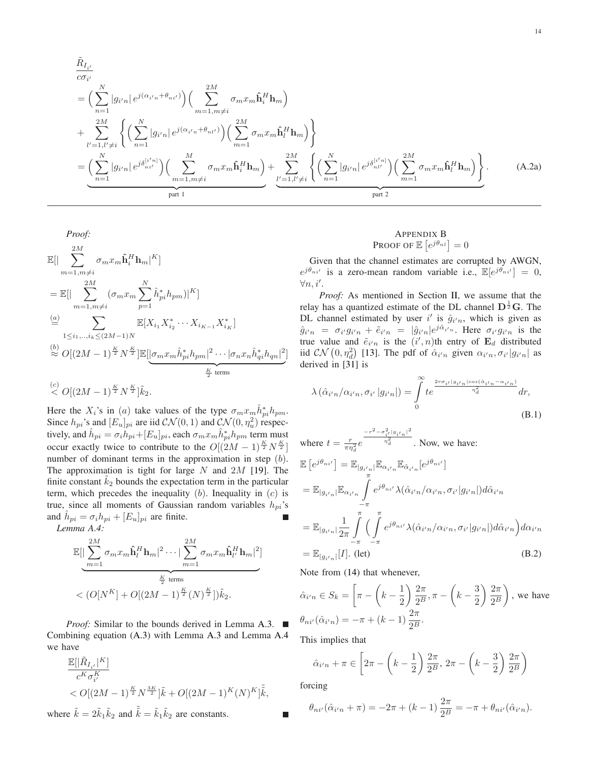$$
\begin{aligned}
&\frac{\tilde{R}_{I_{i'}}}{c\sigma_{i'}} \\
&= \Big(\sum_{n=1}^{N} |g_{i'n}|\, e^{j(\alpha_{i'n}+\theta_{ni'})}\Big)\Big(\sum_{m=1, m\neq i}^{2M} \sigma_m x_m \hat{\mathbf{h}}_i^H \mathbf{h}_m\Big) \\
&+ \sum_{l'=1, l'\neq i}^{2M} \left\{ \Big(\sum_{n=1}^{N} |g_{i'n}|\, e^{j(\alpha_{i'n}+\theta_{nl'})}\Big)\Big(\sum_{m=1}^{2M} \sigma_m x_m \hat{\mathbf{h}}_l^H \mathbf{h}_m\Big) \right\} \\
&= \underbrace{\Big(\sum_{n=1}^{N} |g_{i'n}|\, e^{j\delta_{ni'}^{[i'n]}}\Big)\Big(\sum_{m=1, m\neq i}^{M} \sigma_m x_m \hat{\mathbf{h}}_i^H \mathbf{h}_m\Big)}_{\text{part 1}} + \underbrace{\sum_{l'=1, l'\neq i}^{2M} \left\{ \Big(\sum_{n=1}^{N} |g_{i'n}|\, e^{j\delta_{nl'}^{[i'n]}}\Big)\Big(\sum_{m=1}^{2M} \sigma_m x_m \hat{\mathbf{h}}_l^H \mathbf{h}_m\Big) \right\}}_{\text{part 2}}. \qquad \text{(A.2a)}
\end{aligned}
$$

*Proof:*

$$
\begin{aligned}
&\mathbb{E}[|\sum_{m=1, m\neq i}^{2M} \sigma_m x_m \hat{\mathbf{h}}_i^H \mathbf{h}_m|^K] \\
&= \mathbb{E}[|\sum_{m=1, m\neq i}^{2M} (\sigma_m x_m \sum_{p=1}^{N} \hat{h}_{pi}^* h_{pm})|^K] \\
&\overset{(a)}{=} \sum_{1\leq i_1,..,i_k \leq (2M-1)N} \mathbb{E}[X_{i_1} X_{i_2}^* \cdots X_{i_{K-1}} X_{i_K}^*] \\
&\overset{(b)}{\approx} O[(2M-1)^{\frac{K}{2}} N^{\frac{K}{2}}]\mathbb{E}[\underbrace{|\sigma_m x_m \hat{h}_{pi}^* h_{pm}|^2 \cdots |\sigma_n x_n \hat{h}_{qi}^* h_{qn}|^2}_{\frac{K}{2} \text{ terms}}] \\
&\overset{(c)}{<} O[(2M-1)^{\frac{K}{2}} N^{\frac{K}{2}}]\tilde{k}_2.
\end{aligned}
$$

Here the $X_i$'s in $(a)$ take values of the type $\sigma_m x_m \hat{h}_{pi}^* h_{pm}$. Since $h_{pi}$'s and $[E_u]_{pi}$ are iid $\mathcal{CN}(0,1)$ and $\mathcal{CN}(0,\eta_u^2)$ respectively, and $\hat{h}_{pi} = \sigma_i h_{pi} + [E_u]_{pi}$, each $\sigma_m x_m \hat{h}_{pi}^* h_{pm}$ term must occur exactly twice to contribute to the $O[(2M-1)^{\frac{K}{2}} N^{\frac{K}{2}}]$ number of dominant terms in the approximation in step $(b)$. The approximation is tight for large $N$ and $2M$ [19]. The finite constant $\tilde{k}_2$ bounds the expectation term in the particular term, which precedes the inequality $(b)$. Inequality in $(c)$ is true, since all moments of Gaussian random variables $h_{pi}$'s and $\hat{h}_{pi} = \sigma_i h_{pi} + [E_u]_{pi}$ are finite. ∎

*Lemma A.4:*

$$
\begin{aligned}
&\mathbb{E}[\underbrace{|\sum_{m=1}^{2M} \sigma_m x_m \hat{\mathbf{h}}_l^H \mathbf{h}_m|^2 \cdots |\sum_{m=1}^{2M} \sigma_m x_m \hat{\mathbf{h}}_{l'}^H \mathbf{h}_m|^2}_{\frac{K}{2} \text{ terms}}] \\
&< (O[N^K] + O[(2M-1)^{\frac{K}{2}} (N)^{\frac{K}{2}}])\tilde{k}_2.
\end{aligned}
$$

*Proof:* Similar to the bounds derived in Lemma A.3. ∎

Combining equation (A.3) with Lemma A.3 and Lemma A.4 we have

$$
\begin{aligned}
&\frac{\mathbb{E}[|\tilde{R}_{I_{i'}}|^K]}{c^K \sigma_{i'}^K} \\
&< O[(2M-1)^{\frac{K}{2}} N^{\frac{3K}{2}}]\tilde{k} + O[(2M-1)^K (N)^K]\tilde{\tilde{k}},
\end{aligned}
$$

where $\tilde{k} = 2\tilde{k}_1\tilde{k}_2$ and $\tilde{\tilde{k}} = \tilde{k}_1\tilde{k}_2$ are constants. ∎

## Appendix B
## Proof of $\mathbb{E}\left[e^{j\theta_{nl}}\right] = 0$

Given that the channel estimates are corrupted by AWGN, $e^{j\theta_{ni'}}$ is a zero-mean random variable i.e., $\mathbb{E}[e^{j\theta_{ni'}}] = 0$, $\forall n, i'$.

*Proof:* As mentioned in Section II, we assume that the relay has a quantized estimate of the DL channel $\mathbf{D}^{\frac{1}{2}}\mathbf{G}$. The DL channel estimated by user $i'$ is $\hat{g}_{i'n}$, which is given as $\hat{g}_{i'n} = \sigma_{i'} g_{i'n} + \tilde{e}_{i'n} = |\hat{g}_{i'n}| e^{j\hat{\alpha}_{i'n}}$. Here $\sigma_{i'} g_{i'n}$ is the true value and $\tilde{e}_{i'n}$ is the $(i',n)$th entry of $\mathbf{E}_d$ distributed iid $\mathcal{CN}\left(0, \eta_d^2\right)$ [13]. The pdf of $\hat{\alpha}_{i'n}$ given $\alpha_{i'n}, \sigma_{i'}|g_{i'n}|$ as derived in [31] is

$$
\lambda\left(\hat{\alpha}_{i'n}/\alpha_{i'n}, \sigma_{i'}\left|g_{i'n}\right|\right) = \int_0^{\infty} t e^{\frac{2r\sigma_{i'}|g_{i'n}|cos(\hat{\alpha}_{i'n}-\alpha_{i'n})}{\eta_d^2}} dr, \tag{B.1}
$$

where $t = \frac{r}{\pi\eta_d^2} e^{\frac{-r^2-\sigma_{i'}^2|g_{i'n}|^2}{\eta_d^2}}$. Now, we have:

$$
\begin{aligned}
&\mathbb{E}\left[e^{j\theta_{ni'}}\right] = \mathbb{E}_{|g_{i'n}|}\mathbb{E}_{\alpha_{i'n}}\mathbb{E}_{\hat{\alpha}_{i'n}}[e^{j\theta_{ni'}}] \\
&= \mathbb{E}_{|g_{i'n}|}\mathbb{E}_{\alpha_{i'n}} \int_{-\pi}^{\pi} e^{j\theta_{ni'}} \lambda(\hat{\alpha}_{i'n}/\alpha_{i'n}, \sigma_{i'}|g_{i'n}|) d\hat{\alpha}_{i'n} \\
&= \mathbb{E}_{|g_{i'n}|} \frac{1}{2\pi} \int_{-\pi}^{\pi} \Big( \int_{-\pi}^{\pi} e^{j\theta_{ni'}} \lambda(\hat{\alpha}_{i'n}/\alpha_{i'n}, \sigma_{i'}|g_{i'n}|) d\hat{\alpha}_{i'n} \Big) d\alpha_{i'n} \\
&= \mathbb{E}_{|g_{i'n}|}[I]. \text{ (let)}
\end{aligned} \tag{B.2}
$$

Note from (14) that whenever,

$\hat{\alpha}_{i'n} \in S_k = \left[\pi - \left(k - \frac{1}{2}\right)\frac{2\pi}{2^B}, \pi - \left(k - \frac{3}{2}\right)\frac{2\pi}{2^B}\right)$, we have $\theta_{ni'}(\hat{\alpha}_{i'n}) = -\pi + (k-1)\frac{2\pi}{2^B}$.

This implies that

$$
\hat{\alpha}_{i'n} + \pi \in \left[2\pi - \left(k - \frac{1}{2}\right)\frac{2\pi}{2^B},\, 2\pi - \left(k - \frac{3}{2}\right)\frac{2\pi}{2^B}\right)
$$

forcing

$$
\theta_{ni'}(\hat{\alpha}_{i'n} + \pi) = -2\pi + (k-1)\frac{2\pi}{2^B} = -\pi + \theta_{ni'}(\hat{\alpha}_{i'n}).
$$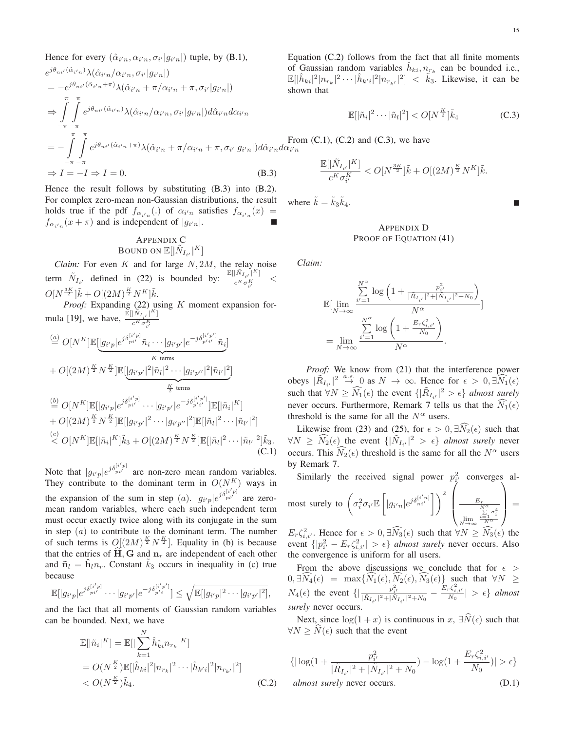Hence for every $(\hat{\alpha}_{i'n}, \alpha_{i'n}, \sigma_{i'}|g_{i'n}|)$ tuple, by (B.1),

$$
\begin{aligned}
& e^{j\theta_{ni'}(\hat{\alpha}_{i'n})}\lambda(\hat{\alpha}_{i'n}/\alpha_{i'n}, \sigma_{i'}|g_{i'n}|) \\
&= -e^{j\theta_{ni'}(\hat{\alpha}_{i'n}+\pi)}\lambda(\hat{\alpha}_{i'n}+\pi/\alpha_{i'n}+\pi, \sigma_{i'}|g_{i'n}|) \\
&\Rightarrow \int_{-\pi}^{\pi}\int_{-\pi}^{\pi} e^{j\theta_{ni'}(\hat{\alpha}_{i'n})}\lambda(\hat{\alpha}_{i'n}/\alpha_{i'n}, \sigma_{i'}|g_{i'n}|)d\hat{\alpha}_{i'n}d\alpha_{i'n} \\
&= -\int_{-\pi}^{\pi}\int_{-\pi}^{\pi} e^{j\theta_{ni'}(\hat{\alpha}_{i'n}+\pi)}\lambda(\hat{\alpha}_{i'n}+\pi/\alpha_{i'n}+\pi, \sigma_{i'}|g_{i'n}|)d\hat{\alpha}_{i'n}d\alpha_{i'n} \\
&\Rightarrow I = -I \Rightarrow I = 0. \qquad \text{(B.3)}
\end{aligned}
$$

Hence the result follows by substituting (B.3) into (B.2). For complex zero-mean non-Gaussian distributions, the result holds true if the pdf $f_{\alpha_{i'n}}(.)$ of $\alpha_{i'n}$ satisfies $f_{\alpha_{i'n}}(x) = f_{\alpha_{i'n}}(x+\pi)$ and is independent of $|g_{i'n}|$. ∎

## Appendix C
## Bound on $\mathbb{E}[|\tilde{N}_{I_{i'}}|^K]$

*Claim:* For even $K$ and for large $N, 2M$, the relay noise term $\tilde{N}_{I_{i'}}$ defined in (22) is bounded by: $\frac{\mathbb{E}[|\tilde{N}_{I_{i'}}|^K]}{c^K\sigma_{i'}^K} < O[N^{\frac{3K}{2}}]\tilde{k} + O[(2M)^{\frac{K}{2}}N^K]\tilde{k}$.

*Proof:* Expanding (22) using $K$ moment expansion formula [19], we have, $\frac{\mathbb{E}[|\tilde{N}_{I_{i'}}|^K]}{c^K\sigma_{i'}^K}$

$$
\begin{aligned}
&\overset{(a)}{=} O[N^K]\mathbb{E}[\underbrace{|g_{i'p}|e^{j\delta_{pi'}^{[i'p]}}\tilde{n}_i\cdots|g_{i'p'}|e^{-j\delta_{p'i'}^{[i'p']}}\tilde{n}_i}_{K \text{ terms}}] \\
&+ O[(2M)^{\frac{K}{2}}N^{\frac{K}{2}}]\mathbb{E}[\underbrace{|g_{i'p'}|^2|\tilde{n}_l|^2\cdots|g_{i'p''}|^2|\tilde{n}_{l'}|^2}_{\frac{K}{2} \text{ terms}}] \\
&\overset{(b)}{=} O[N^K]\mathbb{E}[|g_{i'p}|e^{j\delta_{pi'}^{[i'p]}}\cdots|g_{i'p'}|e^{-j\delta_{p'i'}^{[i'p']}}]\mathbb{E}[|\tilde{n}_i|^K] \\
&+ O[(2M)^{\frac{K}{2}}N^{\frac{K}{2}}]\mathbb{E}[|g_{i'p'}|^2\cdots|g_{i'p''}|^2]\mathbb{E}[|\tilde{n}_l|^2\cdots|\tilde{n}_{l'}|^2] \\
&\overset{(c)}{<} O[N^K]\mathbb{E}[|\tilde{n}_i|^K]\tilde{k}_3 + O[(2M)^{\frac{K}{2}}N^{\frac{K}{2}}]\mathbb{E}[|\tilde{n}_l|^2\cdots|\tilde{n}_{l'}|^2]\tilde{k}_3. \qquad \text{(C.1)}
\end{aligned}
$$

Note that $|g_{i'p}|e^{j\delta_{pi'}^{[i'p]}}$ are non-zero mean random variables. They contribute to the dominant term in $O(N^K)$ ways in the expansion of the sum in step $(a)$. $|g_{i'p}|e^{j\delta_{pl'}^{[i'p]}}$ are zero-mean random variables, where each such independent term must occur exactly twice along with its conjugate in the sum in step $(a)$ to contribute to the dominant term. The number of such terms is $O[(2M)^{\frac{K}{2}}N^{\frac{K}{2}}]$. Equality in (b) is because that the entries of $\widehat{\mathbf{H}}, \mathbf{G}$ and $\mathbf{n}_r$ are independent of each other and $\tilde{\mathbf{n}}_l = \hat{\mathbf{h}}_l n_r$. Constant $\tilde{k}_3$ occurs in inequality in (c) true because

$$
\mathbb{E}[|g_{i'p}|e^{j\delta_{pi'}^{[i'p]}}\cdots|g_{i'p'}|e^{-j\delta_{p'i}^{[i'p']}}] \le \sqrt{\mathbb{E}[|g_{i'p}|^2\cdots|g_{i'p'}|^2]},
$$

and the fact that all moments of Gaussian random variables can be bounded. Next, we have

$$
\begin{aligned}
\mathbb{E}[|\tilde{n}_i|^K] &= \mathbb{E}[|\sum_{k=1}^{N}\hat{h}_{ki}^* n_{r_k}|^K] \\
&= O(N^{\frac{K}{2}})\mathbb{E}[|\hat{h}_{ki}|^2|n_{r_k}|^2\cdots|\hat{h}_{k'i}|^2|n_{r_{k'}}|^2] \\
&< O(N^{\frac{K}{2}})\tilde{k}_4. \qquad \text{(C.2)}
\end{aligned}
$$

Equation (C.2) follows from the fact that all finite moments of Gaussian random variables $\hat{h}_{ki}, n_{r_k}$ can be bounded i.e., $\mathbb{E}[|\hat{h}_{ki}|^2|n_{r_k}|^2\cdots|\hat{h}_{k'i}|^2|n_{r_{k'}}|^2] < \tilde{k}_3$. Likewise, it can be shown that

$$
\mathbb{E}[|\tilde{n}_l|^2\cdots|\tilde{n}_l|^2] < O[N^{\frac{K}{2}}]\tilde{k}_4 \qquad \text{(C.3)}
$$

From (C.1), (C.2) and (C.3), we have

$$
\frac{\mathbb{E}[|\tilde{N}_{I_{i'}}|^K]}{c^K\sigma_{i'}^K} < O[N^{\frac{3K}{2}}]\tilde{k} + O[(2M)^{\frac{K}{2}}N^K]\tilde{k}.
$$

where $\tilde{k} = \tilde{k}_3\tilde{k}_4$. ∎

## Appendix D
## Proof of Equation (41)

*Claim:*

$$
\mathbb{E}[\lim_{N\to\infty}\frac{\sum_{i'=1}^{N^\alpha}\log\left(1+\frac{p_{i'}^2}{|\tilde{R}_{I_{i'}}|^2+|\tilde{N}_{I_{i'}}|^2+N_0}\right)}{N^\alpha}] = \lim_{N\to\infty}\frac{\sum_{i'=1}^{N^\alpha}\log\left(1+\frac{E_r\zeta_{i,i'}^2}{N_0}\right)}{N^\alpha}.
$$

*Proof:* We know from (21) that the interference power obeys $|\tilde{R}_{I_{i'}}|^2 \overset{a.s.}{\to} 0$ as $N \to \infty$. Hence for $\epsilon > 0, \exists\widehat{N_1}(\epsilon)$ such that $\forall N \ge \widehat{N_1}(\epsilon)$ the event $\{|\tilde{R}_{I_{i'}}|^2 > \epsilon\}$ *almost surely* never occurs. Furthermore, Remark 7 tells us that the $\widehat{N_1}(\epsilon)$ threshold is the same for all the $N^\alpha$ users.

Likewise from (23) and (25), for $\epsilon > 0, \exists\widehat{N_2}(\epsilon)$ such that $\forall N \ge \widehat{N_2}(\epsilon)$ the event $\{|\tilde{N}_{I_{i'}}|^2 > \epsilon\}$ *almost surely* never occurs. This $\widehat{N_2}(\epsilon)$ threshold is the same for all the $N^\alpha$ users by Remark 7.

Similarly the received signal power $p_{i'}^2$ converges almost surely to $\left(\sigma_i^2\sigma_{i'}\mathbb{E}\left[|g_{i'n}|e^{j\delta_{ni'}^{[i'n]}}\right]\right)^2\left(\frac{E_r}{\lim\limits_{N\to\infty}\frac{\sum_{i=1}^{N^\alpha}\sigma_i^4}{N^\alpha}}\right) = E_r\zeta_{i,i'}^2$. Hence for $\epsilon > 0, \exists\widehat{N_3}(\epsilon)$ such that $\forall N \ge \widehat{N_3}(\epsilon)$ the event $\{|p_{i'}^2 - E_r\zeta_{i,i'}^2| > \epsilon\}$ *almost surely* never occurs. Also the convergence is uniform for all users.

From the above discussions we conclude that for $\epsilon > 0, \exists\widehat{N_4}(\epsilon) = \max\{\widehat{N_1}(\epsilon), \widehat{N_2}(\epsilon), \widehat{N_3}(\epsilon)\}$ such that $\forall N \ge N_4(\epsilon)$ the event $\{|\frac{p_{i'}^2}{|\tilde{R}_{I_{i'}}|^2+|\tilde{N}_{I_{i'}}|^2+N_0} - \frac{E_r\zeta_{i,i'}^2}{N_0}| > \epsilon\}$ *almost surely* never occurs.

Next, since $\log(1+x)$ is continuous in $x$, $\exists\widehat{N}(\epsilon)$ such that $\forall N \ge \widehat{N}(\epsilon)$ such that the event

$$
\{|\log(1+\frac{p_{i'}^2}{|\tilde{R}_{I_{i'}}|^2+|\tilde{N}_{I_{i'}}|^2+N_0}) - \log(1+\frac{E_r\zeta_{i,i'}^2}{N_0})| > \epsilon\}
$$

*almost surely* never occurs. (D.1)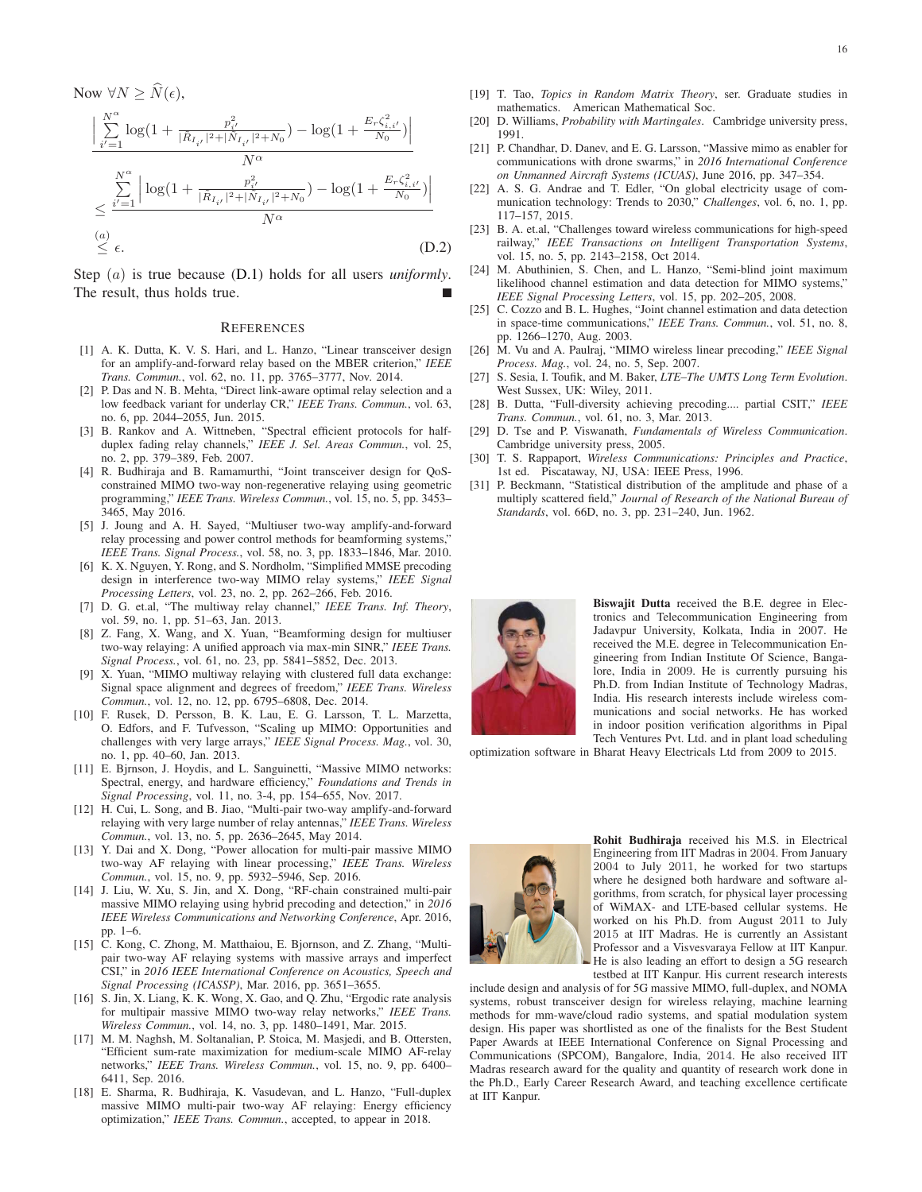Now $\forall N \geq \widehat{N}(\epsilon)$,

$$\frac{\left|\sum_{i'=1}^{N^\alpha} \log(1+\frac{p_{i'}^2}{|\bar{R}_{I_{i'}}|^2+|\bar{N}_{I_{i'}}|^2+N_0}) - \log(1+\frac{E_r\zeta_{i,i'}^2}{N_0})\right|}{N^\alpha} \leq \frac{\sum_{i'=1}^{N^\alpha}\left|\log(1+\frac{p_{i'}^2}{|\bar{R}_{I_{i'}}|^2+|\bar{N}_{I_{i'}}|^2+N_0}) - \log(1+\frac{E_r\zeta_{i,i'}^2}{N_0})\right|}{N^\alpha} \overset{(a)}{\leq} \epsilon. \quad \text{(D.2)}$$

Step $(a)$ is true because (D.1) holds for all users *uniformly*. The result, thus holds true. ∎

## REFERENCES

[1] A. K. Dutta, K. V. S. Hari, and L. Hanzo, "Linear transceiver design for an amplify-and-forward relay based on the MBER criterion," *IEEE Trans. Commun.*, vol. 62, no. 11, pp. 3765–3777, Nov. 2014.

[2] P. Das and N. B. Mehta, "Direct link-aware optimal relay selection and a low feedback variant for underlay CR," *IEEE Trans. Commun.*, vol. 63, no. 6, pp. 2044–2055, Jun. 2015.

[3] B. Rankov and A. Wittneben, "Spectral efficient protocols for half-duplex fading relay channels," *IEEE J. Sel. Areas Commun.*, vol. 25, no. 2, pp. 379–389, Feb. 2007.

[4] R. Budhiraja and B. Ramamurthi, "Joint transceiver design for QoS-constrained MIMO two-way non-regenerative relaying using geometric programming," *IEEE Trans. Wireless Commun.*, vol. 15, no. 5, pp. 3453–3465, May 2016.

[5] J. Joung and A. H. Sayed, "Multiuser two-way amplify-and-forward relay processing and power control methods for beamforming systems," *IEEE Trans. Signal Process.*, vol. 58, no. 3, pp. 1833–1846, Mar. 2010.

[6] K. X. Nguyen, Y. Rong, and S. Nordholm, "Simplified MMSE precoding design in interference two-way MIMO relay systems," *IEEE Signal Processing Letters*, vol. 23, no. 2, pp. 262–266, Feb. 2016.

[7] D. G. et.al, "The multiway relay channel," *IEEE Trans. Inf. Theory*, vol. 59, no. 1, pp. 51–63, Jan. 2013.

[8] Z. Fang, X. Wang, and X. Yuan, "Beamforming design for multiuser two-way relaying: A unified approach via max-min SINR," *IEEE Trans. Signal Process.*, vol. 61, no. 23, pp. 5841–5852, Dec. 2013.

[9] X. Yuan, "MIMO multiway relaying with clustered full data exchange: Signal space alignment and degrees of freedom," *IEEE Trans. Wireless Commun.*, vol. 12, no. 12, pp. 6795–6808, Dec. 2014.

[10] F. Rusek, D. Persson, B. K. Lau, E. G. Larsson, T. L. Marzetta, O. Edfors, and F. Tufvesson, "Scaling up MIMO: Opportunities and challenges with very large arrays," *IEEE Signal Process. Mag.*, vol. 30, no. 1, pp. 40–60, Jan. 2013.

[11] E. Bjrnson, J. Hoydis, and L. Sanguinetti, "Massive MIMO networks: Spectral, energy, and hardware efficiency," *Foundations and Trends in Signal Processing*, vol. 11, no. 3-4, pp. 154–655, Nov. 2017.

[12] H. Cui, L. Song, and B. Jiao, "Multi-pair two-way amplify-and-forward relaying with very large number of relay antennas," *IEEE Trans. Wireless Commun.*, vol. 13, no. 5, pp. 2636–2645, May 2014.

[13] Y. Dai and X. Dong, "Power allocation for multi-pair massive MIMO two-way AF relaying with linear processing," *IEEE Trans. Wireless Commun.*, vol. 15, no. 9, pp. 5932–5946, Sep. 2016.

[14] J. Liu, W. Xu, S. Jin, and X. Dong, "RF-chain constrained multi-pair massive MIMO relaying using hybrid precoding and detection," in *2016 IEEE Wireless Communications and Networking Conference*, Apr. 2016, pp. 1–6.

[15] C. Kong, C. Zhong, M. Matthaiou, E. Bjornson, and Z. Zhang, "Multi-pair two-way AF relaying systems with massive arrays and imperfect CSI," in *2016 IEEE International Conference on Acoustics, Speech and Signal Processing (ICASSP)*, Mar. 2016, pp. 3651–3655.

[16] S. Jin, X. Liang, K. K. Wong, X. Gao, and Q. Zhu, "Ergodic rate analysis for multipair massive MIMO two-way relay networks," *IEEE Trans. Wireless Commun.*, vol. 14, no. 3, pp. 1480–1491, Mar. 2015.

[17] M. M. Naghsh, M. Soltanalian, P. Stoica, M. Masjedi, and B. Ottersten, "Efficient sum-rate maximization for medium-scale MIMO AF-relay networks," *IEEE Trans. Wireless Commun.*, vol. 15, no. 9, pp. 6400–6411, Sep. 2016.

[18] E. Sharma, R. Budhiraja, K. Vasudevan, and L. Hanzo, "Full-duplex massive MIMO multi-pair two-way AF relaying: Energy efficiency optimization," *IEEE Trans. Commun.*, accepted, to appear in 2018.

[19] T. Tao, *Topics in Random Matrix Theory*, ser. Graduate studies in mathematics. American Mathematical Soc.

[20] D. Williams, *Probability with Martingales*. Cambridge university press, 1991.

[21] P. Chandhar, D. Danev, and E. G. Larsson, "Massive mimo as enabler for communications with drone swarms," in *2016 International Conference on Unmanned Aircraft Systems (ICUAS)*, June 2016, pp. 347–354.

[22] A. S. G. Andrae and T. Edler, "On global electricity usage of communication technology: Trends to 2030," *Challenges*, vol. 6, no. 1, pp. 117–157, 2015.

[23] B. A. et.al, "Challenges toward wireless communications for high-speed railway," *IEEE Transactions on Intelligent Transportation Systems*, vol. 15, no. 5, pp. 2143–2158, Oct 2014.

[24] M. Abuthinien, S. Chen, and L. Hanzo, "Semi-blind joint maximum likelihood channel estimation and data detection for MIMO systems," *IEEE Signal Processing Letters*, vol. 15, pp. 202–205, 2008.

[25] C. Cozzo and B. L. Hughes, "Joint channel estimation and data detection in space-time communications," *IEEE Trans. Commun.*, vol. 51, no. 8, pp. 1266–1270, Aug. 2003.

[26] M. Vu and A. Paulraj, "MIMO wireless linear precoding," *IEEE Signal Process. Mag.*, vol. 24, no. 5, Sep. 2007.

[27] S. Sesia, I. Toufik, and M. Baker, *LTE–The UMTS Long Term Evolution*. West Sussex, UK: Wiley, 2011.

[28] B. Dutta, "Full-diversity achieving precoding.... partial CSIT," *IEEE Trans. Commun.*, vol. 61, no. 3, Mar. 2013.

[29] D. Tse and P. Viswanath, *Fundamentals of Wireless Communication*. Cambridge university press, 2005.

[30] T. S. Rappaport, *Wireless Communications: Principles and Practice*, 1st ed. Piscataway, NJ, USA: IEEE Press, 1996.

[31] P. Beckmann, "Statistical distribution of the amplitude and phase of a multiply scattered field," *Journal of Research of the National Bureau of Standards*, vol. 66D, no. 3, pp. 231–240, Jun. 1962.

**Biswajit Dutta** received the B.E. degree in Electronics and Telecommunication Engineering from Jadavpur University, Kolkata, India in 2007. He received the M.E. degree in Telecommunication Engineering from Indian Institute Of Science, Bangalore, India in 2009. He is currently pursuing his Ph.D. from Indian Institute of Technology Madras, India. His research interests include wireless communications and social networks. He has worked in indoor position verification algorithms in Pipal Tech Ventures Pvt. Ltd. and in plant load scheduling optimization software in Bharat Heavy Electricals Ltd from 2009 to 2015.

**Rohit Budhiraja** received his M.S. in Electrical Engineering from IIT Madras in 2004. From January 2004 to July 2011, he worked for two startups where he designed both hardware and software algorithms, from scratch, for physical layer processing of WiMAX- and LTE-based cellular systems. He worked on his Ph.D. from August 2011 to July 2015 at IIT Madras. He is currently an Assistant Professor and a Visvesvaraya Fellow at IIT Kanpur. He is also leading an effort to design a 5G research testbed at IIT Kanpur. His current research interests include design and analysis of for 5G massive MIMO, full-duplex, and NOMA systems, robust transceiver design for wireless relaying, machine learning methods for mm-wave/cloud radio systems, and spatial modulation system design. His paper was shortlisted as one of the finalists for the Best Student Paper Awards at IEEE International Conference on Signal Processing and Communications (SPCOM), Bangalore, India, 2014. He also received IIT Madras research award for the quality and quantity of research work done in the Ph.D., Early Career Research Award, and teaching excellence certificate at IIT Kanpur.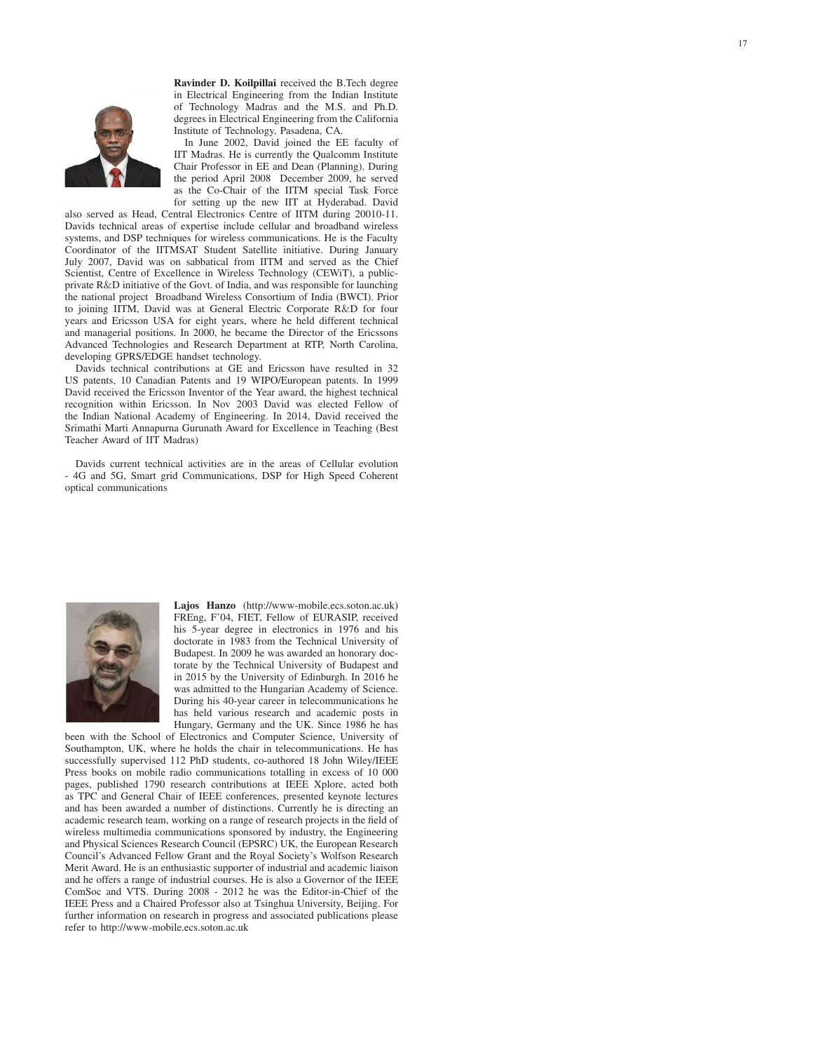**Ravinder D. Koilpillai** received the B.Tech degree in Electrical Engineering from the Indian Institute of Technology Madras and the M.S. and Ph.D. degrees in Electrical Engineering from the California Institute of Technology, Pasadena, CA.

In June 2002, David joined the EE faculty of IIT Madras. He is currently the Qualcomm Institute Chair Professor in EE and Dean (Planning). During the period April 2008 December 2009, he served as the Co-Chair of the IITM special Task Force for setting up the new IIT at Hyderabad. David also served as Head, Central Electronics Centre of IITM during 20010-11. Davids technical areas of expertise include cellular and broadband wireless systems, and DSP techniques for wireless communications. He is the Faculty Coordinator of the IITMSAT Student Satellite initiative. During January July 2007, David was on sabbatical from IITM and served as the Chief Scientist, Centre of Excellence in Wireless Technology (CEWiT), a public-private R&D initiative of the Govt. of India, and was responsible for launching the national project Broadband Wireless Consortium of India (BWCI). Prior to joining IITM, David was at General Electric Corporate R&D for four years and Ericsson USA for eight years, where he held different technical and managerial positions. In 2000, he became the Director of the Ericssons Advanced Technologies and Research Department at RTP, North Carolina, developing GPRS/EDGE handset technology.

Davids technical contributions at GE and Ericsson have resulted in 32 US patents, 10 Canadian Patents and 19 WIPO/European patents. In 1999 David received the Ericsson Inventor of the Year award, the highest technical recognition within Ericsson. In Nov 2003 David was elected Fellow of the Indian National Academy of Engineering. In 2014, David received the Srimathi Marti Annapurna Gurunath Award for Excellence in Teaching (Best Teacher Award of IIT Madras)

Davids current technical activities are in the areas of Cellular evolution - 4G and 5G, Smart grid Communications, DSP for High Speed Coherent optical communications

**Lajos Hanzo** (http://www-mobile.ecs.soton.ac.uk) FREng, F'04, FIET, Fellow of EURASIP, received his 5-year degree in electronics in 1976 and his doctorate in 1983 from the Technical University of Budapest. In 2009 he was awarded an honorary doctorate by the Technical University of Budapest and in 2015 by the University of Edinburgh. In 2016 he was admitted to the Hungarian Academy of Science. During his 40-year career in telecommunications he has held various research and academic posts in Hungary, Germany and the UK. Since 1986 he has been with the School of Electronics and Computer Science, University of Southampton, UK, where he holds the chair in telecommunications. He has successfully supervised 112 PhD students, co-authored 18 John Wiley/IEEE Press books on mobile radio communications totalling in excess of 10 000 pages, published 1790 research contributions at IEEE Xplore, acted both as TPC and General Chair of IEEE conferences, presented keynote lectures and has been awarded a number of distinctions. Currently he is directing an academic research team, working on a range of research projects in the field of wireless multimedia communications sponsored by industry, the Engineering and Physical Sciences Research Council (EPSRC) UK, the European Research Council's Advanced Fellow Grant and the Royal Society's Wolfson Research Merit Award. He is an enthusiastic supporter of industrial and academic liaison and he offers a range of industrial courses. He is also a Governor of the IEEE ComSoc and VTS. During 2008 - 2012 he was the Editor-in-Chief of the IEEE Press and a Chaired Professor also at Tsinghua University, Beijing. For further information on research in progress and associated publications please refer to http://www-mobile.ecs.soton.ac.uk